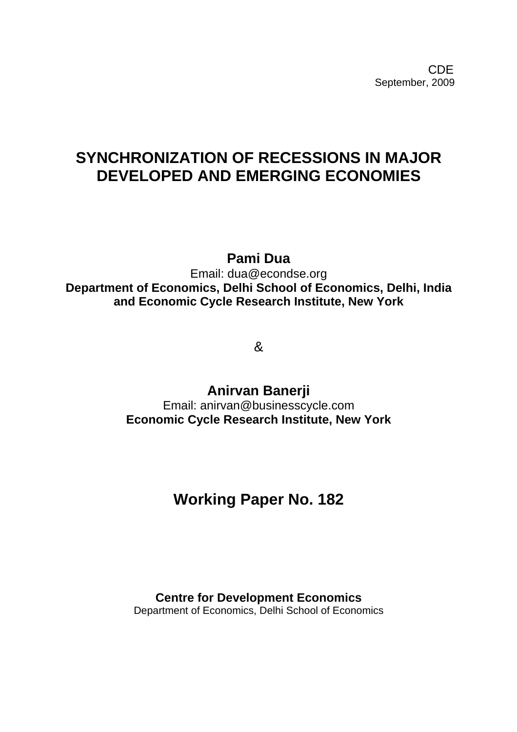CDE
September, 2009

# SYNCHRONIZATION OF RECESSIONS IN MAJOR DEVELOPED AND EMERGING ECONOMIES

**Pami Dua**
Email: dua@econdse.org
**Department of Economics, Delhi School of Economics, Delhi, India and Economic Cycle Research Institute, New York**

&

**Anirvan Banerji**
Email: anirvan@businesscycle.com
**Economic Cycle Research Institute, New York**

## Working Paper No. 182

**Centre for Development Economics**
Department of Economics, Delhi School of Economics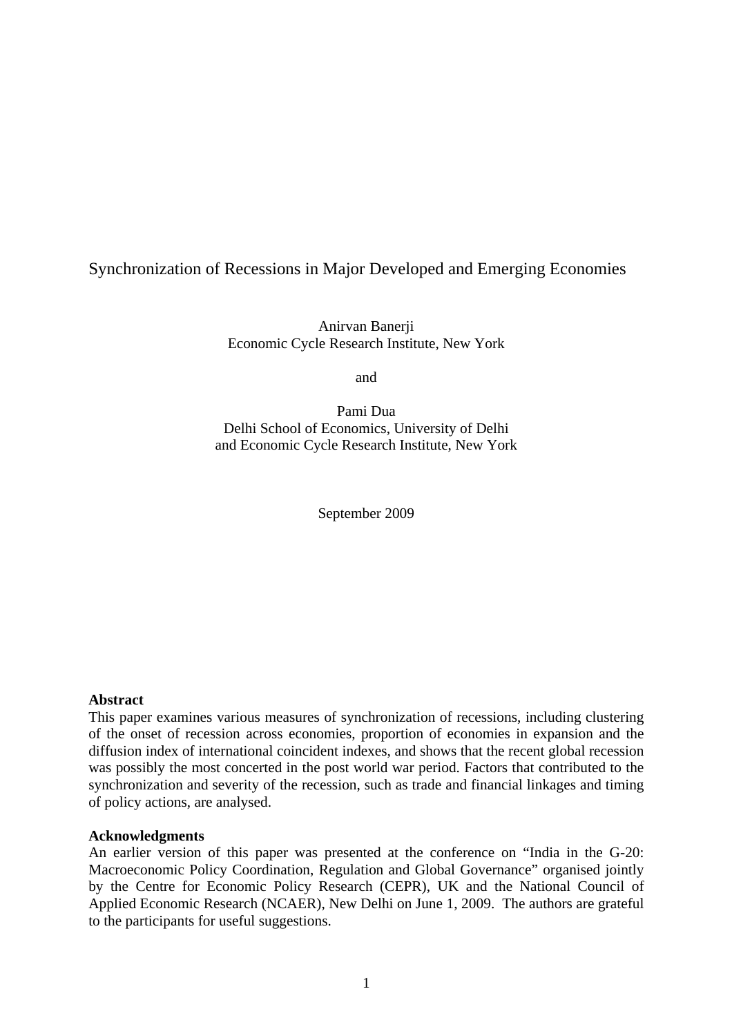# Synchronization of Recessions in Major Developed and Emerging Economies

Anirvan Banerji
Economic Cycle Research Institute, New York

and

Pami Dua
Delhi School of Economics, University of Delhi
and Economic Cycle Research Institute, New York

September 2009

**Abstract**
This paper examines various measures of synchronization of recessions, including clustering of the onset of recession across economies, proportion of economies in expansion and the diffusion index of international coincident indexes, and shows that the recent global recession was possibly the most concerted in the post world war period. Factors that contributed to the synchronization and severity of the recession, such as trade and financial linkages and timing of policy actions, are analysed.

**Acknowledgments**
An earlier version of this paper was presented at the conference on "India in the G-20: Macroeconomic Policy Coordination, Regulation and Global Governance" organised jointly by the Centre for Economic Policy Research (CEPR), UK and the National Council of Applied Economic Research (NCAER), New Delhi on June 1, 2009. The authors are grateful to the participants for useful suggestions.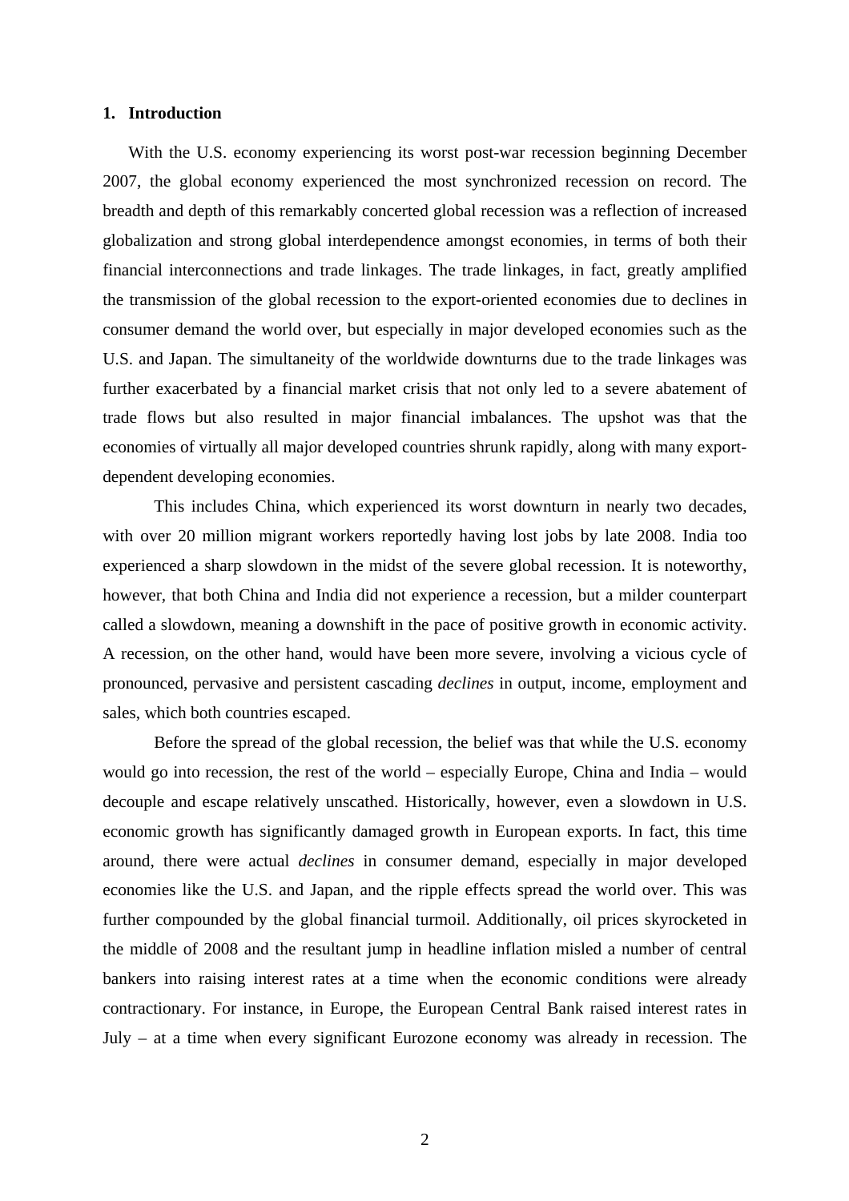## 1. Introduction

With the U.S. economy experiencing its worst post-war recession beginning December 2007, the global economy experienced the most synchronized recession on record. The breadth and depth of this remarkably concerted global recession was a reflection of increased globalization and strong global interdependence amongst economies, in terms of both their financial interconnections and trade linkages. The trade linkages, in fact, greatly amplified the transmission of the global recession to the export-oriented economies due to declines in consumer demand the world over, but especially in major developed economies such as the U.S. and Japan. The simultaneity of the worldwide downturns due to the trade linkages was further exacerbated by a financial market crisis that not only led to a severe abatement of trade flows but also resulted in major financial imbalances. The upshot was that the economies of virtually all major developed countries shrunk rapidly, along with many export-dependent developing economies.

This includes China, which experienced its worst downturn in nearly two decades, with over 20 million migrant workers reportedly having lost jobs by late 2008. India too experienced a sharp slowdown in the midst of the severe global recession. It is noteworthy, however, that both China and India did not experience a recession, but a milder counterpart called a slowdown, meaning a downshift in the pace of positive growth in economic activity. A recession, on the other hand, would have been more severe, involving a vicious cycle of pronounced, pervasive and persistent cascading *declines* in output, income, employment and sales, which both countries escaped.

Before the spread of the global recession, the belief was that while the U.S. economy would go into recession, the rest of the world – especially Europe, China and India – would decouple and escape relatively unscathed. Historically, however, even a slowdown in U.S. economic growth has significantly damaged growth in European exports. In fact, this time around, there were actual *declines* in consumer demand, especially in major developed economies like the U.S. and Japan, and the ripple effects spread the world over. This was further compounded by the global financial turmoil. Additionally, oil prices skyrocketed in the middle of 2008 and the resultant jump in headline inflation misled a number of central bankers into raising interest rates at a time when the economic conditions were already contractionary. For instance, in Europe, the European Central Bank raised interest rates in July – at a time when every significant Eurozone economy was already in recession. The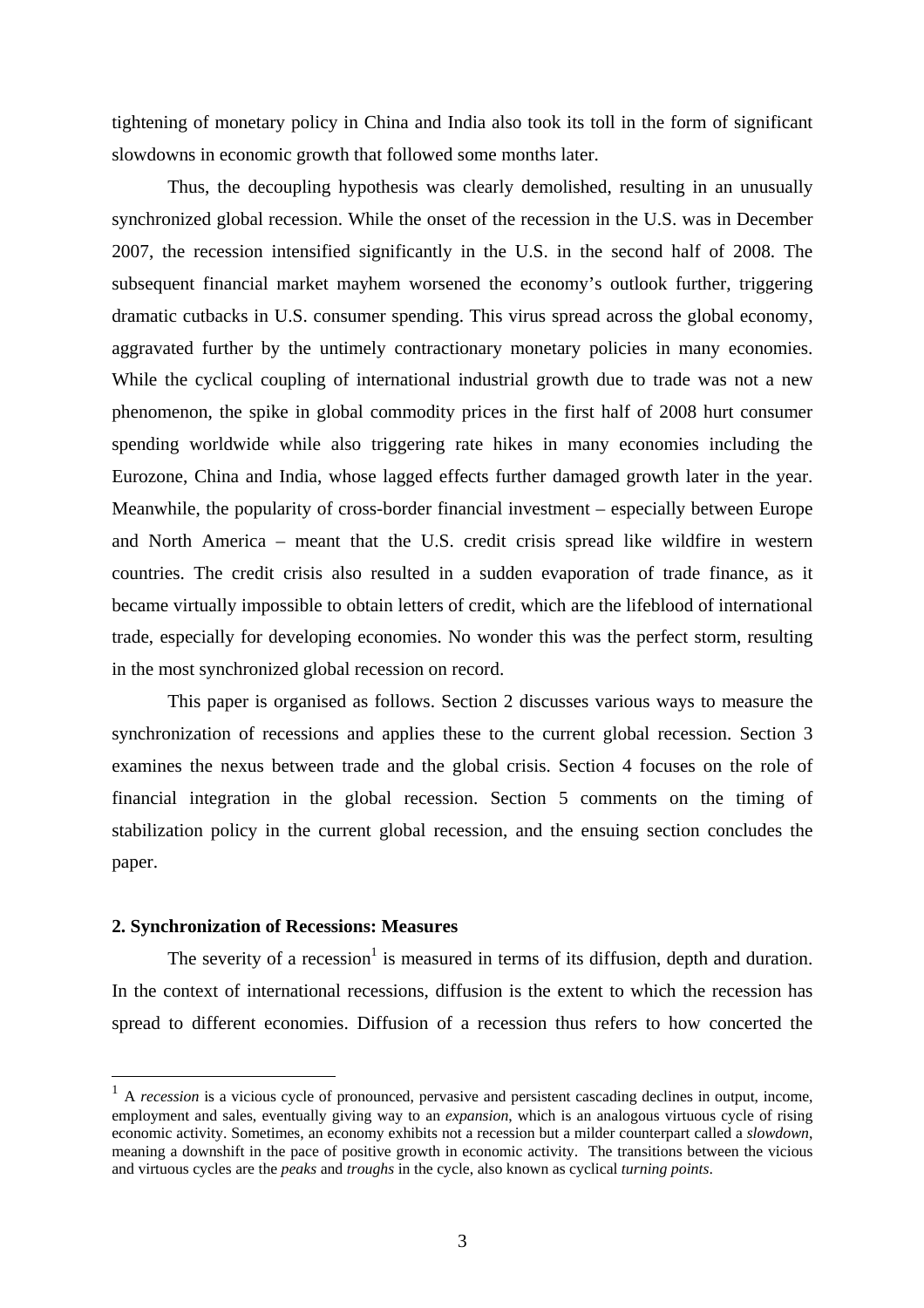tightening of monetary policy in China and India also took its toll in the form of significant slowdowns in economic growth that followed some months later.

Thus, the decoupling hypothesis was clearly demolished, resulting in an unusually synchronized global recession. While the onset of the recession in the U.S. was in December 2007, the recession intensified significantly in the U.S. in the second half of 2008. The subsequent financial market mayhem worsened the economy's outlook further, triggering dramatic cutbacks in U.S. consumer spending. This virus spread across the global economy, aggravated further by the untimely contractionary monetary policies in many economies. While the cyclical coupling of international industrial growth due to trade was not a new phenomenon, the spike in global commodity prices in the first half of 2008 hurt consumer spending worldwide while also triggering rate hikes in many economies including the Eurozone, China and India, whose lagged effects further damaged growth later in the year. Meanwhile, the popularity of cross-border financial investment – especially between Europe and North America – meant that the U.S. credit crisis spread like wildfire in western countries. The credit crisis also resulted in a sudden evaporation of trade finance, as it became virtually impossible to obtain letters of credit, which are the lifeblood of international trade, especially for developing economies. No wonder this was the perfect storm, resulting in the most synchronized global recession on record.

This paper is organised as follows. Section 2 discusses various ways to measure the synchronization of recessions and applies these to the current global recession. Section 3 examines the nexus between trade and the global crisis. Section 4 focuses on the role of financial integration in the global recession. Section 5 comments on the timing of stabilization policy in the current global recession, and the ensuing section concludes the paper.

## 2. Synchronization of Recessions: Measures

The severity of a recession[1] is measured in terms of its diffusion, depth and duration. In the context of international recessions, diffusion is the extent to which the recession has spread to different economies. Diffusion of a recession thus refers to how concerted the

---

[1] A *recession* is a vicious cycle of pronounced, pervasive and persistent cascading declines in output, income, employment and sales, eventually giving way to an *expansion*, which is an analogous virtuous cycle of rising economic activity. Sometimes, an economy exhibits not a recession but a milder counterpart called a *slowdown*, meaning a downshift in the pace of positive growth in economic activity. The transitions between the vicious and virtuous cycles are the *peaks* and *troughs* in the cycle, also known as cyclical *turning points*.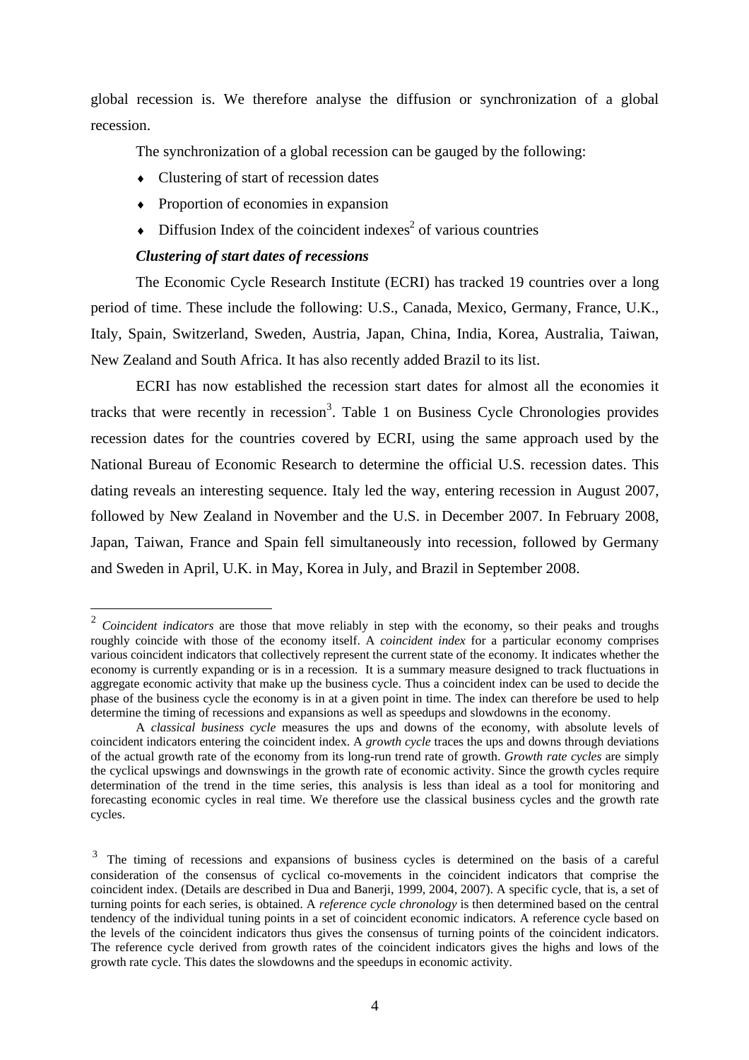global recession is. We therefore analyse the diffusion or synchronization of a global recession.

The synchronization of a global recession can be gauged by the following:

- Clustering of start of recession dates
- Proportion of economies in expansion
- Diffusion Index of the coincident indexes[2] of various countries

***Clustering of start dates of recessions***

The Economic Cycle Research Institute (ECRI) has tracked 19 countries over a long period of time. These include the following: U.S., Canada, Mexico, Germany, France, U.K., Italy, Spain, Switzerland, Sweden, Austria, Japan, China, India, Korea, Australia, Taiwan, New Zealand and South Africa. It has also recently added Brazil to its list.

ECRI has now established the recession start dates for almost all the economies it tracks that were recently in recession[3]. Table 1 on Business Cycle Chronologies provides recession dates for the countries covered by ECRI, using the same approach used by the National Bureau of Economic Research to determine the official U.S. recession dates. This dating reveals an interesting sequence. Italy led the way, entering recession in August 2007, followed by New Zealand in November and the U.S. in December 2007. In February 2008, Japan, Taiwan, France and Spain fell simultaneously into recession, followed by Germany and Sweden in April, U.K. in May, Korea in July, and Brazil in September 2008.

---

[2] *Coincident indicators* are those that move reliably in step with the economy, so their peaks and troughs roughly coincide with those of the economy itself. A *coincident index* for a particular economy comprises various coincident indicators that collectively represent the current state of the economy. It indicates whether the economy is currently expanding or is in a recession. It is a summary measure designed to track fluctuations in aggregate economic activity that make up the business cycle. Thus a coincident index can be used to decide the phase of the business cycle the economy is in at a given point in time. The index can therefore be used to help determine the timing of recessions and expansions as well as speedups and slowdowns in the economy.

A *classical business cycle* measures the ups and downs of the economy, with absolute levels of coincident indicators entering the coincident index. A *growth cycle* traces the ups and downs through deviations of the actual growth rate of the economy from its long-run trend rate of growth. *Growth rate cycles* are simply the cyclical upswings and downswings in the growth rate of economic activity. Since the growth cycles require determination of the trend in the time series, this analysis is less than ideal as a tool for monitoring and forecasting economic cycles in real time. We therefore use the classical business cycles and the growth rate cycles.

[3] The timing of recessions and expansions of business cycles is determined on the basis of a careful consideration of the consensus of cyclical co-movements in the coincident indicators that comprise the coincident index. (Details are described in Dua and Banerji, 1999, 2004, 2007). A specific cycle, that is, a set of turning points for each series, is obtained. A *reference cycle chronology* is then determined based on the central tendency of the individual tuning points in a set of coincident economic indicators. A reference cycle based on the levels of the coincident indicators thus gives the consensus of turning points of the coincident indicators. The reference cycle derived from growth rates of the coincident indicators gives the highs and lows of the growth rate cycle. This dates the slowdowns and the speedups in economic activity.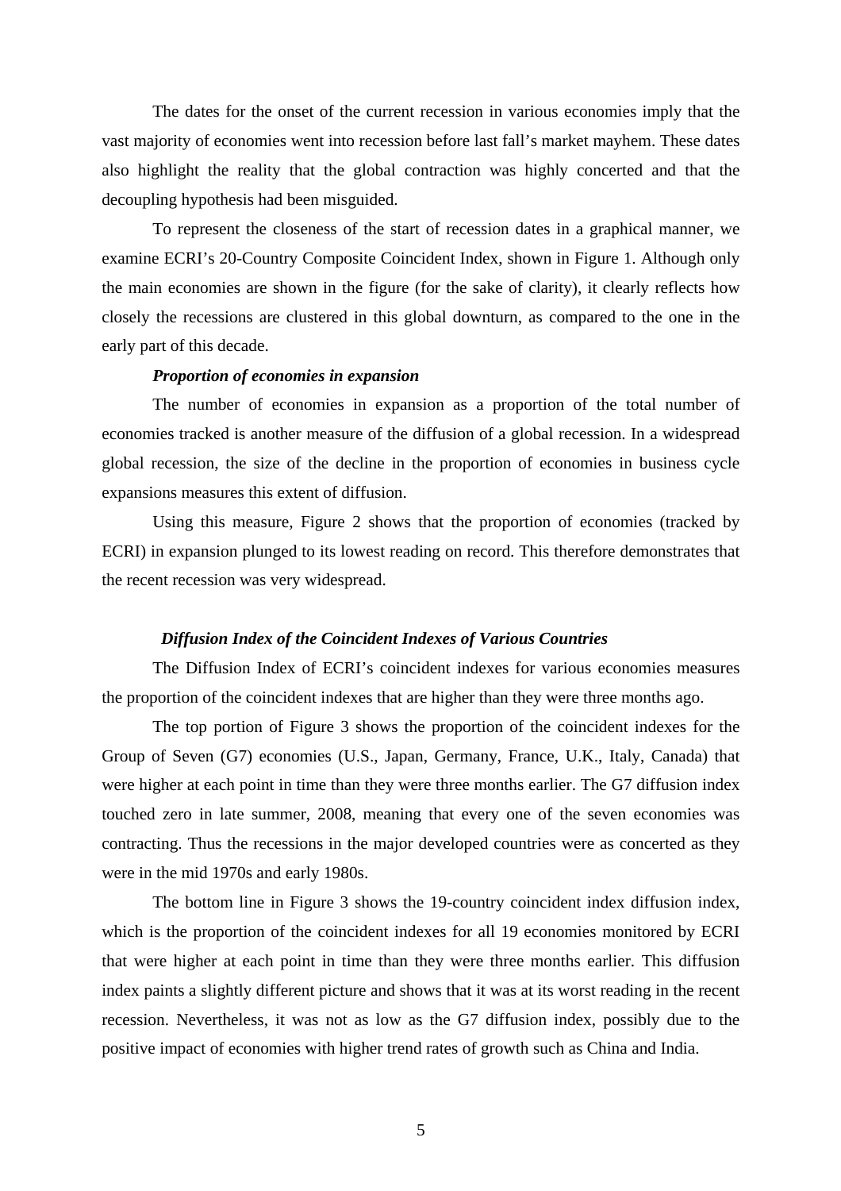The dates for the onset of the current recession in various economies imply that the vast majority of economies went into recession before last fall's market mayhem. These dates also highlight the reality that the global contraction was highly concerted and that the decoupling hypothesis had been misguided.

To represent the closeness of the start of recession dates in a graphical manner, we examine ECRI's 20-Country Composite Coincident Index, shown in Figure 1. Although only the main economies are shown in the figure (for the sake of clarity), it clearly reflects how closely the recessions are clustered in this global downturn, as compared to the one in the early part of this decade.

***Proportion of economies in expansion***

The number of economies in expansion as a proportion of the total number of economies tracked is another measure of the diffusion of a global recession. In a widespread global recession, the size of the decline in the proportion of economies in business cycle expansions measures this extent of diffusion.

Using this measure, Figure 2 shows that the proportion of economies (tracked by ECRI) in expansion plunged to its lowest reading on record. This therefore demonstrates that the recent recession was very widespread.

***Diffusion Index of the Coincident Indexes of Various Countries***

The Diffusion Index of ECRI's coincident indexes for various economies measures the proportion of the coincident indexes that are higher than they were three months ago.

The top portion of Figure 3 shows the proportion of the coincident indexes for the Group of Seven (G7) economies (U.S., Japan, Germany, France, U.K., Italy, Canada) that were higher at each point in time than they were three months earlier. The G7 diffusion index touched zero in late summer, 2008, meaning that every one of the seven economies was contracting. Thus the recessions in the major developed countries were as concerted as they were in the mid 1970s and early 1980s.

The bottom line in Figure 3 shows the 19-country coincident index diffusion index, which is the proportion of the coincident indexes for all 19 economies monitored by ECRI that were higher at each point in time than they were three months earlier. This diffusion index paints a slightly different picture and shows that it was at its worst reading in the recent recession. Nevertheless, it was not as low as the G7 diffusion index, possibly due to the positive impact of economies with higher trend rates of growth such as China and India.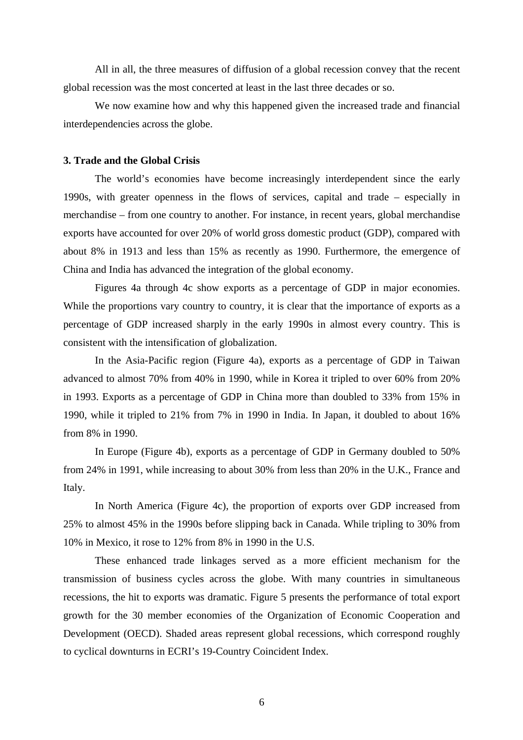All in all, the three measures of diffusion of a global recession convey that the recent global recession was the most concerted at least in the last three decades or so.

We now examine how and why this happened given the increased trade and financial interdependencies across the globe.

### 3. Trade and the Global Crisis

The world's economies have become increasingly interdependent since the early 1990s, with greater openness in the flows of services, capital and trade – especially in merchandise – from one country to another. For instance, in recent years, global merchandise exports have accounted for over 20% of world gross domestic product (GDP), compared with about 8% in 1913 and less than 15% as recently as 1990. Furthermore, the emergence of China and India has advanced the integration of the global economy.

Figures 4a through 4c show exports as a percentage of GDP in major economies. While the proportions vary country to country, it is clear that the importance of exports as a percentage of GDP increased sharply in the early 1990s in almost every country. This is consistent with the intensification of globalization.

In the Asia-Pacific region (Figure 4a), exports as a percentage of GDP in Taiwan advanced to almost 70% from 40% in 1990, while in Korea it tripled to over 60% from 20% in 1993. Exports as a percentage of GDP in China more than doubled to 33% from 15% in 1990, while it tripled to 21% from 7% in 1990 in India. In Japan, it doubled to about 16% from 8% in 1990.

In Europe (Figure 4b), exports as a percentage of GDP in Germany doubled to 50% from 24% in 1991, while increasing to about 30% from less than 20% in the U.K., France and Italy.

In North America (Figure 4c), the proportion of exports over GDP increased from 25% to almost 45% in the 1990s before slipping back in Canada. While tripling to 30% from 10% in Mexico, it rose to 12% from 8% in 1990 in the U.S.

These enhanced trade linkages served as a more efficient mechanism for the transmission of business cycles across the globe. With many countries in simultaneous recessions, the hit to exports was dramatic. Figure 5 presents the performance of total export growth for the 30 member economies of the Organization of Economic Cooperation and Development (OECD). Shaded areas represent global recessions, which correspond roughly to cyclical downturns in ECRI's 19-Country Coincident Index.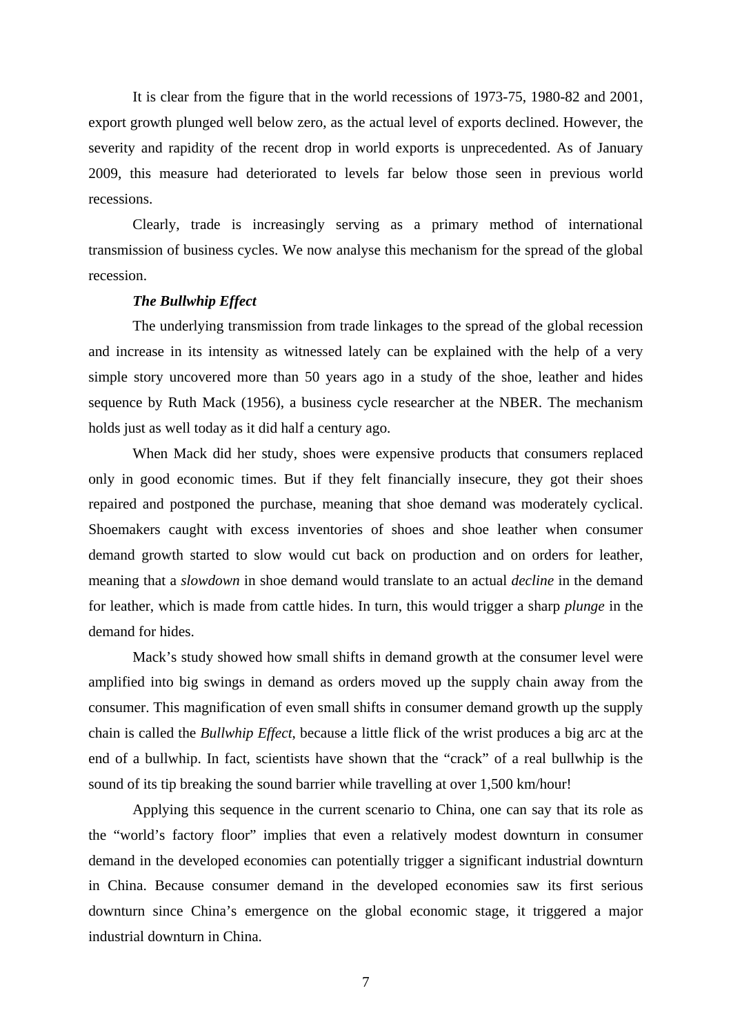It is clear from the figure that in the world recessions of 1973-75, 1980-82 and 2001, export growth plunged well below zero, as the actual level of exports declined. However, the severity and rapidity of the recent drop in world exports is unprecedented. As of January 2009, this measure had deteriorated to levels far below those seen in previous world recessions.

Clearly, trade is increasingly serving as a primary method of international transmission of business cycles. We now analyse this mechanism for the spread of the global recession.

***The Bullwhip Effect***

The underlying transmission from trade linkages to the spread of the global recession and increase in its intensity as witnessed lately can be explained with the help of a very simple story uncovered more than 50 years ago in a study of the shoe, leather and hides sequence by Ruth Mack (1956), a business cycle researcher at the NBER. The mechanism holds just as well today as it did half a century ago.

When Mack did her study, shoes were expensive products that consumers replaced only in good economic times. But if they felt financially insecure, they got their shoes repaired and postponed the purchase, meaning that shoe demand was moderately cyclical. Shoemakers caught with excess inventories of shoes and shoe leather when consumer demand growth started to slow would cut back on production and on orders for leather, meaning that a *slowdown* in shoe demand would translate to an actual *decline* in the demand for leather, which is made from cattle hides. In turn, this would trigger a sharp *plunge* in the demand for hides.

Mack's study showed how small shifts in demand growth at the consumer level were amplified into big swings in demand as orders moved up the supply chain away from the consumer. This magnification of even small shifts in consumer demand growth up the supply chain is called the *Bullwhip Effect*, because a little flick of the wrist produces a big arc at the end of a bullwhip. In fact, scientists have shown that the "crack" of a real bullwhip is the sound of its tip breaking the sound barrier while travelling at over 1,500 km/hour!

Applying this sequence in the current scenario to China, one can say that its role as the "world's factory floor" implies that even a relatively modest downturn in consumer demand in the developed economies can potentially trigger a significant industrial downturn in China. Because consumer demand in the developed economies saw its first serious downturn since China's emergence on the global economic stage, it triggered a major industrial downturn in China.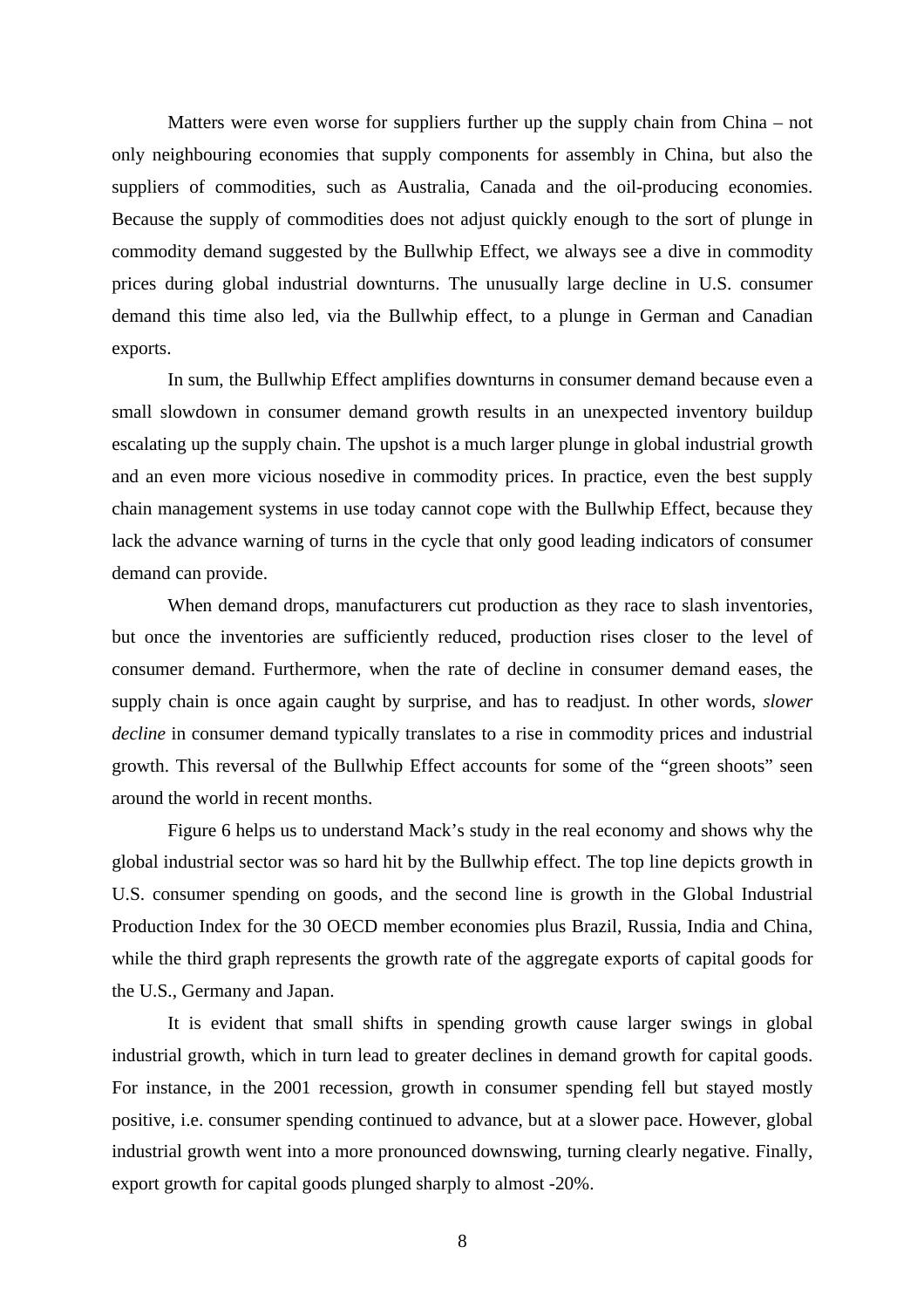Matters were even worse for suppliers further up the supply chain from China – not only neighbouring economies that supply components for assembly in China, but also the suppliers of commodities, such as Australia, Canada and the oil-producing economies. Because the supply of commodities does not adjust quickly enough to the sort of plunge in commodity demand suggested by the Bullwhip Effect, we always see a dive in commodity prices during global industrial downturns. The unusually large decline in U.S. consumer demand this time also led, via the Bullwhip effect, to a plunge in German and Canadian exports.

In sum, the Bullwhip Effect amplifies downturns in consumer demand because even a small slowdown in consumer demand growth results in an unexpected inventory buildup escalating up the supply chain. The upshot is a much larger plunge in global industrial growth and an even more vicious nosedive in commodity prices. In practice, even the best supply chain management systems in use today cannot cope with the Bullwhip Effect, because they lack the advance warning of turns in the cycle that only good leading indicators of consumer demand can provide.

When demand drops, manufacturers cut production as they race to slash inventories, but once the inventories are sufficiently reduced, production rises closer to the level of consumer demand. Furthermore, when the rate of decline in consumer demand eases, the supply chain is once again caught by surprise, and has to readjust. In other words, *slower decline* in consumer demand typically translates to a rise in commodity prices and industrial growth. This reversal of the Bullwhip Effect accounts for some of the "green shoots" seen around the world in recent months.

Figure 6 helps us to understand Mack's study in the real economy and shows why the global industrial sector was so hard hit by the Bullwhip effect. The top line depicts growth in U.S. consumer spending on goods, and the second line is growth in the Global Industrial Production Index for the 30 OECD member economies plus Brazil, Russia, India and China, while the third graph represents the growth rate of the aggregate exports of capital goods for the U.S., Germany and Japan.

It is evident that small shifts in spending growth cause larger swings in global industrial growth, which in turn lead to greater declines in demand growth for capital goods. For instance, in the 2001 recession, growth in consumer spending fell but stayed mostly positive, i.e. consumer spending continued to advance, but at a slower pace. However, global industrial growth went into a more pronounced downswing, turning clearly negative. Finally, export growth for capital goods plunged sharply to almost -20%.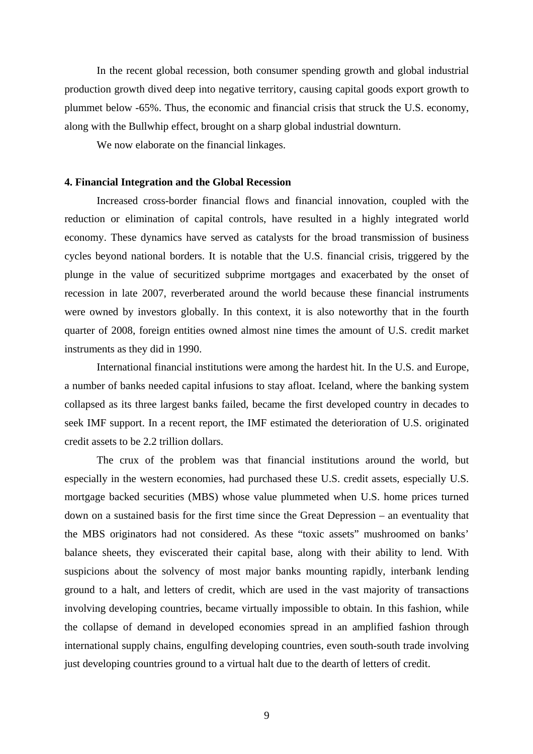In the recent global recession, both consumer spending growth and global industrial production growth dived deep into negative territory, causing capital goods export growth to plummet below -65%. Thus, the economic and financial crisis that struck the U.S. economy, along with the Bullwhip effect, brought on a sharp global industrial downturn.

We now elaborate on the financial linkages.

### 4. Financial Integration and the Global Recession

Increased cross-border financial flows and financial innovation, coupled with the reduction or elimination of capital controls, have resulted in a highly integrated world economy. These dynamics have served as catalysts for the broad transmission of business cycles beyond national borders. It is notable that the U.S. financial crisis, triggered by the plunge in the value of securitized subprime mortgages and exacerbated by the onset of recession in late 2007, reverberated around the world because these financial instruments were owned by investors globally. In this context, it is also noteworthy that in the fourth quarter of 2008, foreign entities owned almost nine times the amount of U.S. credit market instruments as they did in 1990.

International financial institutions were among the hardest hit. In the U.S. and Europe, a number of banks needed capital infusions to stay afloat. Iceland, where the banking system collapsed as its three largest banks failed, became the first developed country in decades to seek IMF support. In a recent report, the IMF estimated the deterioration of U.S. originated credit assets to be 2.2 trillion dollars.

The crux of the problem was that financial institutions around the world, but especially in the western economies, had purchased these U.S. credit assets, especially U.S. mortgage backed securities (MBS) whose value plummeted when U.S. home prices turned down on a sustained basis for the first time since the Great Depression – an eventuality that the MBS originators had not considered. As these "toxic assets" mushroomed on banks' balance sheets, they eviscerated their capital base, along with their ability to lend. With suspicions about the solvency of most major banks mounting rapidly, interbank lending ground to a halt, and letters of credit, which are used in the vast majority of transactions involving developing countries, became virtually impossible to obtain. In this fashion, while the collapse of demand in developed economies spread in an amplified fashion through international supply chains, engulfing developing countries, even south-south trade involving just developing countries ground to a virtual halt due to the dearth of letters of credit.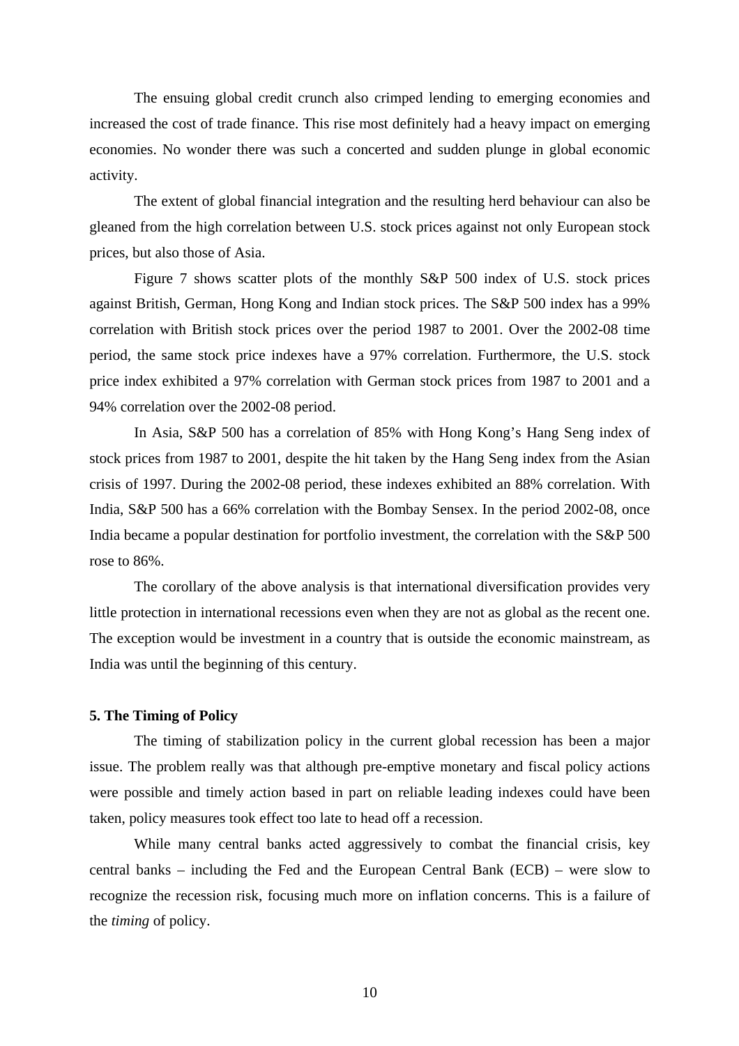The ensuing global credit crunch also crimped lending to emerging economies and increased the cost of trade finance. This rise most definitely had a heavy impact on emerging economies. No wonder there was such a concerted and sudden plunge in global economic activity.

The extent of global financial integration and the resulting herd behaviour can also be gleaned from the high correlation between U.S. stock prices against not only European stock prices, but also those of Asia.

Figure 7 shows scatter plots of the monthly S&P 500 index of U.S. stock prices against British, German, Hong Kong and Indian stock prices. The S&P 500 index has a 99% correlation with British stock prices over the period 1987 to 2001. Over the 2002-08 time period, the same stock price indexes have a 97% correlation. Furthermore, the U.S. stock price index exhibited a 97% correlation with German stock prices from 1987 to 2001 and a 94% correlation over the 2002-08 period.

In Asia, S&P 500 has a correlation of 85% with Hong Kong's Hang Seng index of stock prices from 1987 to 2001, despite the hit taken by the Hang Seng index from the Asian crisis of 1997. During the 2002-08 period, these indexes exhibited an 88% correlation. With India, S&P 500 has a 66% correlation with the Bombay Sensex. In the period 2002-08, once India became a popular destination for portfolio investment, the correlation with the S&P 500 rose to 86%.

The corollary of the above analysis is that international diversification provides very little protection in international recessions even when they are not as global as the recent one. The exception would be investment in a country that is outside the economic mainstream, as India was until the beginning of this century.

**5. The Timing of Policy**

The timing of stabilization policy in the current global recession has been a major issue. The problem really was that although pre-emptive monetary and fiscal policy actions were possible and timely action based in part on reliable leading indexes could have been taken, policy measures took effect too late to head off a recession.

While many central banks acted aggressively to combat the financial crisis, key central banks – including the Fed and the European Central Bank (ECB) – were slow to recognize the recession risk, focusing much more on inflation concerns. This is a failure of the *timing* of policy.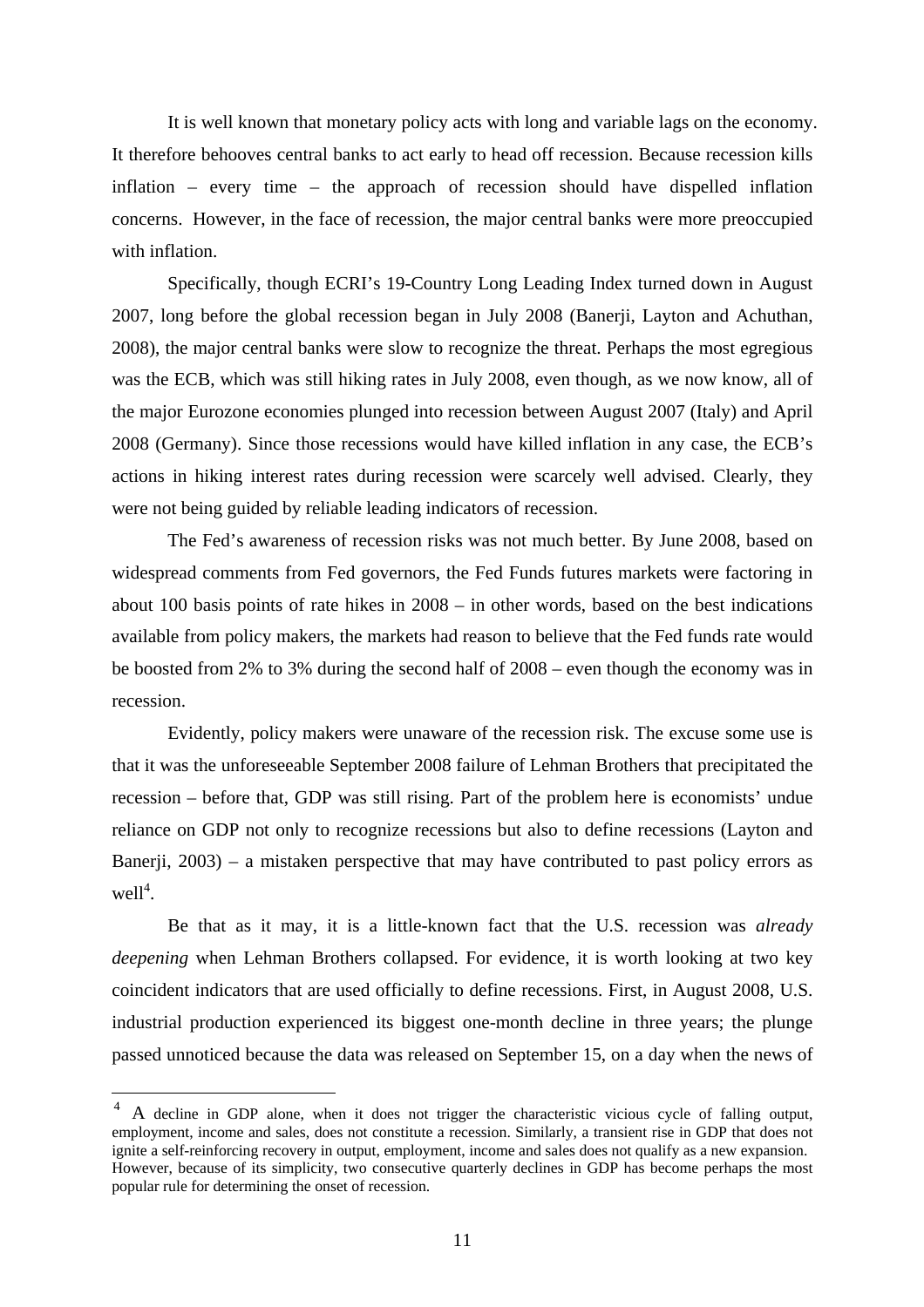It is well known that monetary policy acts with long and variable lags on the economy. It therefore behooves central banks to act early to head off recession. Because recession kills inflation – every time – the approach of recession should have dispelled inflation concerns. However, in the face of recession, the major central banks were more preoccupied with inflation.

Specifically, though ECRI's 19-Country Long Leading Index turned down in August 2007, long before the global recession began in July 2008 (Banerji, Layton and Achuthan, 2008), the major central banks were slow to recognize the threat. Perhaps the most egregious was the ECB, which was still hiking rates in July 2008, even though, as we now know, all of the major Eurozone economies plunged into recession between August 2007 (Italy) and April 2008 (Germany). Since those recessions would have killed inflation in any case, the ECB's actions in hiking interest rates during recession were scarcely well advised. Clearly, they were not being guided by reliable leading indicators of recession.

The Fed's awareness of recession risks was not much better. By June 2008, based on widespread comments from Fed governors, the Fed Funds futures markets were factoring in about 100 basis points of rate hikes in 2008 – in other words, based on the best indications available from policy makers, the markets had reason to believe that the Fed funds rate would be boosted from 2% to 3% during the second half of 2008 – even though the economy was in recession.

Evidently, policy makers were unaware of the recession risk. The excuse some use is that it was the unforeseeable September 2008 failure of Lehman Brothers that precipitated the recession – before that, GDP was still rising. Part of the problem here is economists' undue reliance on GDP not only to recognize recessions but also to define recessions (Layton and Banerji, 2003) – a mistaken perspective that may have contributed to past policy errors as well[4].

Be that as it may, it is a little-known fact that the U.S. recession was *already deepening* when Lehman Brothers collapsed. For evidence, it is worth looking at two key coincident indicators that are used officially to define recessions. First, in August 2008, U.S. industrial production experienced its biggest one-month decline in three years; the plunge passed unnoticed because the data was released on September 15, on a day when the news of

---

[4] A decline in GDP alone, when it does not trigger the characteristic vicious cycle of falling output, employment, income and sales, does not constitute a recession. Similarly, a transient rise in GDP that does not ignite a self-reinforcing recovery in output, employment, income and sales does not qualify as a new expansion. However, because of its simplicity, two consecutive quarterly declines in GDP has become perhaps the most popular rule for determining the onset of recession.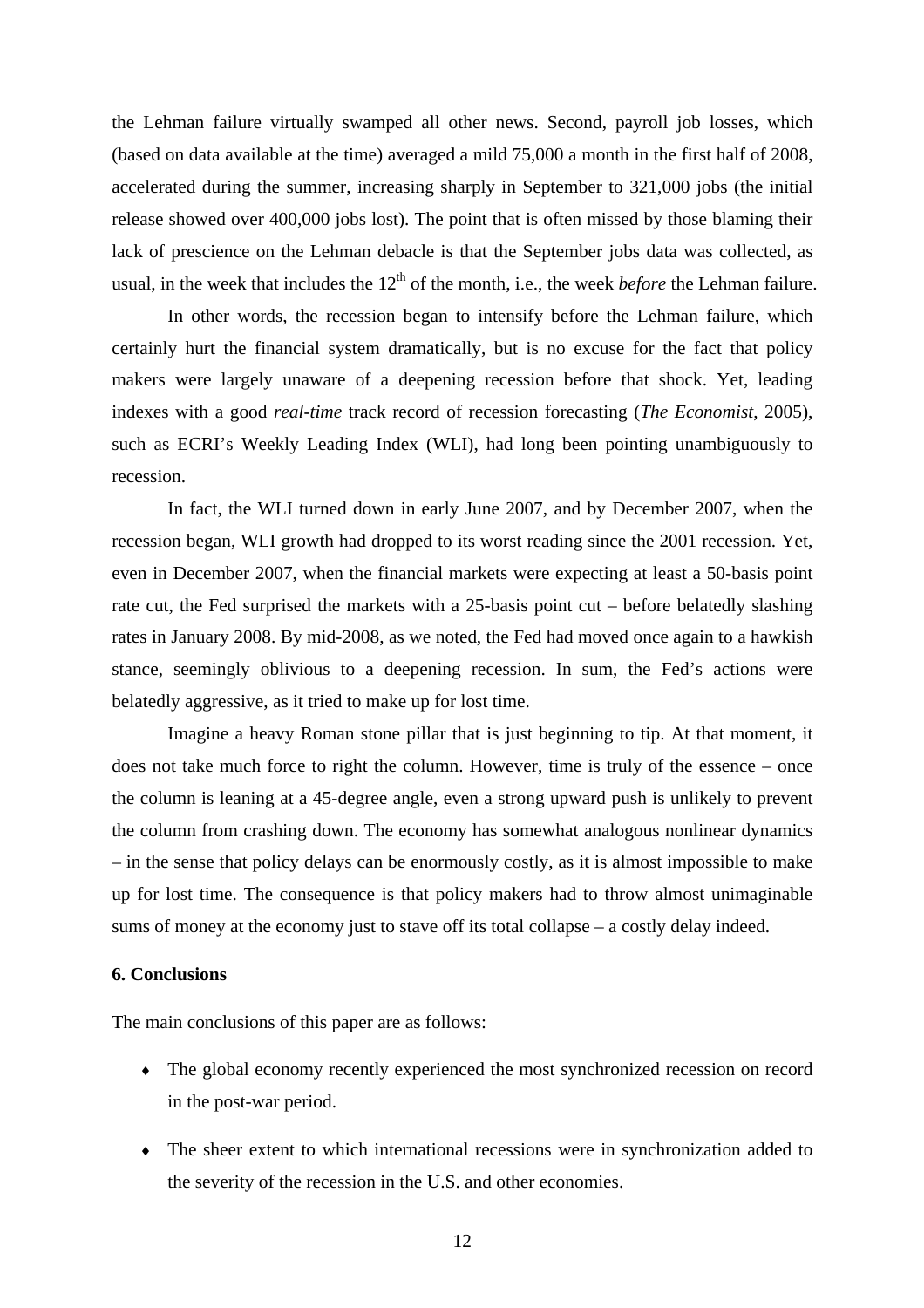the Lehman failure virtually swamped all other news. Second, payroll job losses, which (based on data available at the time) averaged a mild 75,000 a month in the first half of 2008, accelerated during the summer, increasing sharply in September to 321,000 jobs (the initial release showed over 400,000 jobs lost). The point that is often missed by those blaming their lack of prescience on the Lehman debacle is that the September jobs data was collected, as usual, in the week that includes the 12th of the month, i.e., the week *before* the Lehman failure.

In other words, the recession began to intensify before the Lehman failure, which certainly hurt the financial system dramatically, but is no excuse for the fact that policy makers were largely unaware of a deepening recession before that shock. Yet, leading indexes with a good *real-time* track record of recession forecasting (*The Economist*, 2005), such as ECRI's Weekly Leading Index (WLI), had long been pointing unambiguously to recession.

In fact, the WLI turned down in early June 2007, and by December 2007, when the recession began, WLI growth had dropped to its worst reading since the 2001 recession. Yet, even in December 2007, when the financial markets were expecting at least a 50-basis point rate cut, the Fed surprised the markets with a 25-basis point cut – before belatedly slashing rates in January 2008. By mid-2008, as we noted, the Fed had moved once again to a hawkish stance, seemingly oblivious to a deepening recession. In sum, the Fed's actions were belatedly aggressive, as it tried to make up for lost time.

Imagine a heavy Roman stone pillar that is just beginning to tip. At that moment, it does not take much force to right the column. However, time is truly of the essence – once the column is leaning at a 45-degree angle, even a strong upward push is unlikely to prevent the column from crashing down. The economy has somewhat analogous nonlinear dynamics – in the sense that policy delays can be enormously costly, as it is almost impossible to make up for lost time. The consequence is that policy makers had to throw almost unimaginable sums of money at the economy just to stave off its total collapse – a costly delay indeed.

**6. Conclusions**

The main conclusions of this paper are as follows:

- The global economy recently experienced the most synchronized recession on record in the post-war period.

- The sheer extent to which international recessions were in synchronization added to the severity of the recession in the U.S. and other economies.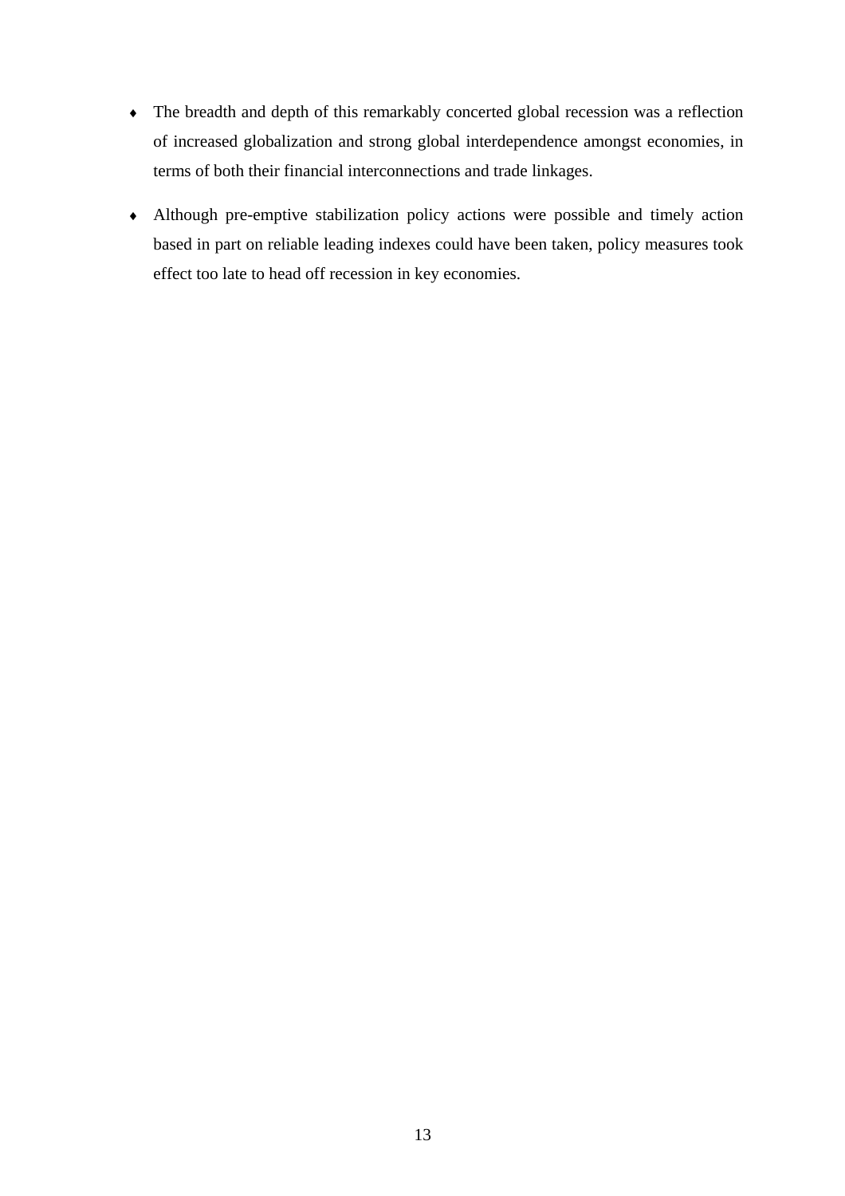- The breadth and depth of this remarkably concerted global recession was a reflection of increased globalization and strong global interdependence amongst economies, in terms of both their financial interconnections and trade linkages.

- Although pre-emptive stabilization policy actions were possible and timely action based in part on reliable leading indexes could have been taken, policy measures took effect too late to head off recession in key economies.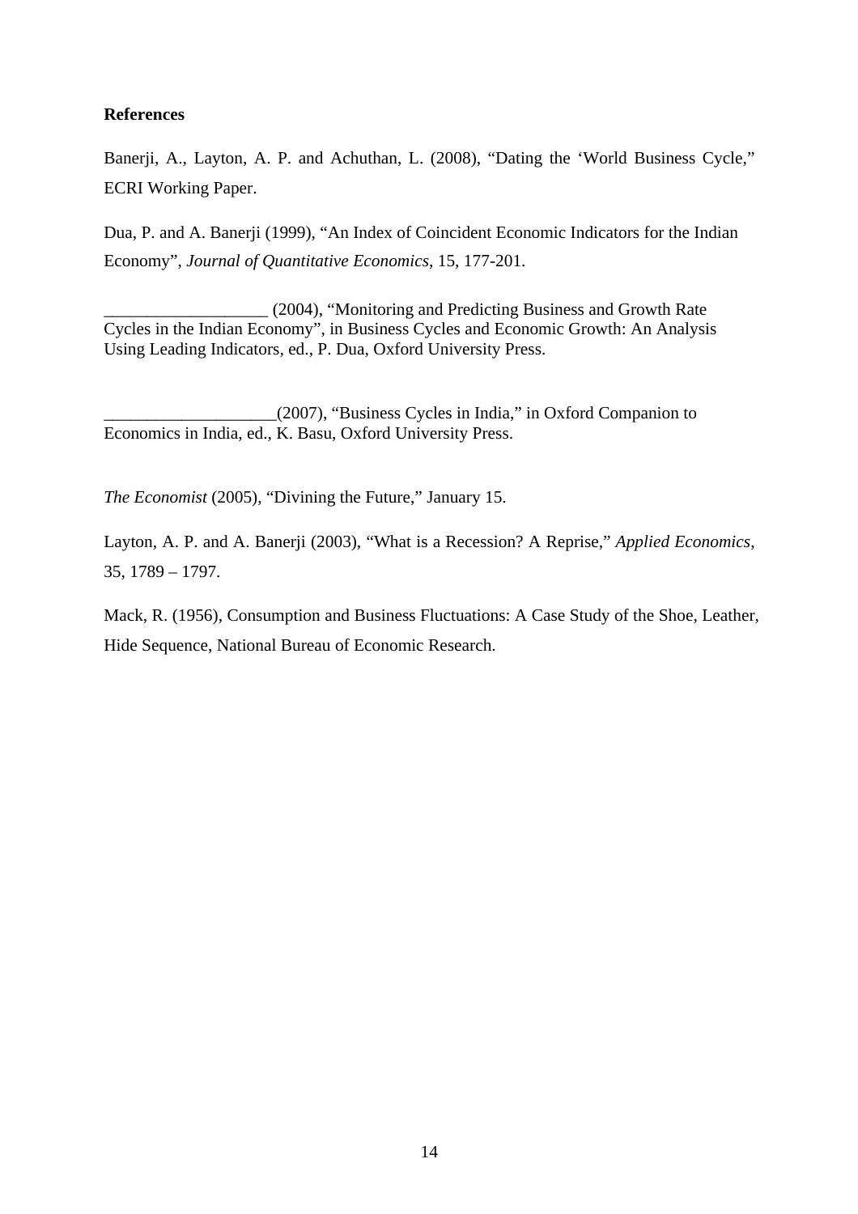**References**

Banerji, A., Layton, A. P. and Achuthan, L. (2008), "Dating the 'World Business Cycle," ECRI Working Paper.

Dua, P. and A. Banerji (1999), "An Index of Coincident Economic Indicators for the Indian Economy", *Journal of Quantitative Economics*, 15, 177-201.

__________________ (2004), "Monitoring and Predicting Business and Growth Rate Cycles in the Indian Economy", in Business Cycles and Economic Growth: An Analysis Using Leading Indicators, ed., P. Dua, Oxford University Press.

___________________(2007), "Business Cycles in India," in Oxford Companion to Economics in India, ed., K. Basu, Oxford University Press.

*The Economist* (2005), "Divining the Future," January 15.

Layton, A. P. and A. Banerji (2003), "What is a Recession? A Reprise," *Applied Economics*, 35, 1789 – 1797.

Mack, R. (1956), Consumption and Business Fluctuations: A Case Study of the Shoe, Leather, Hide Sequence, National Bureau of Economic Research.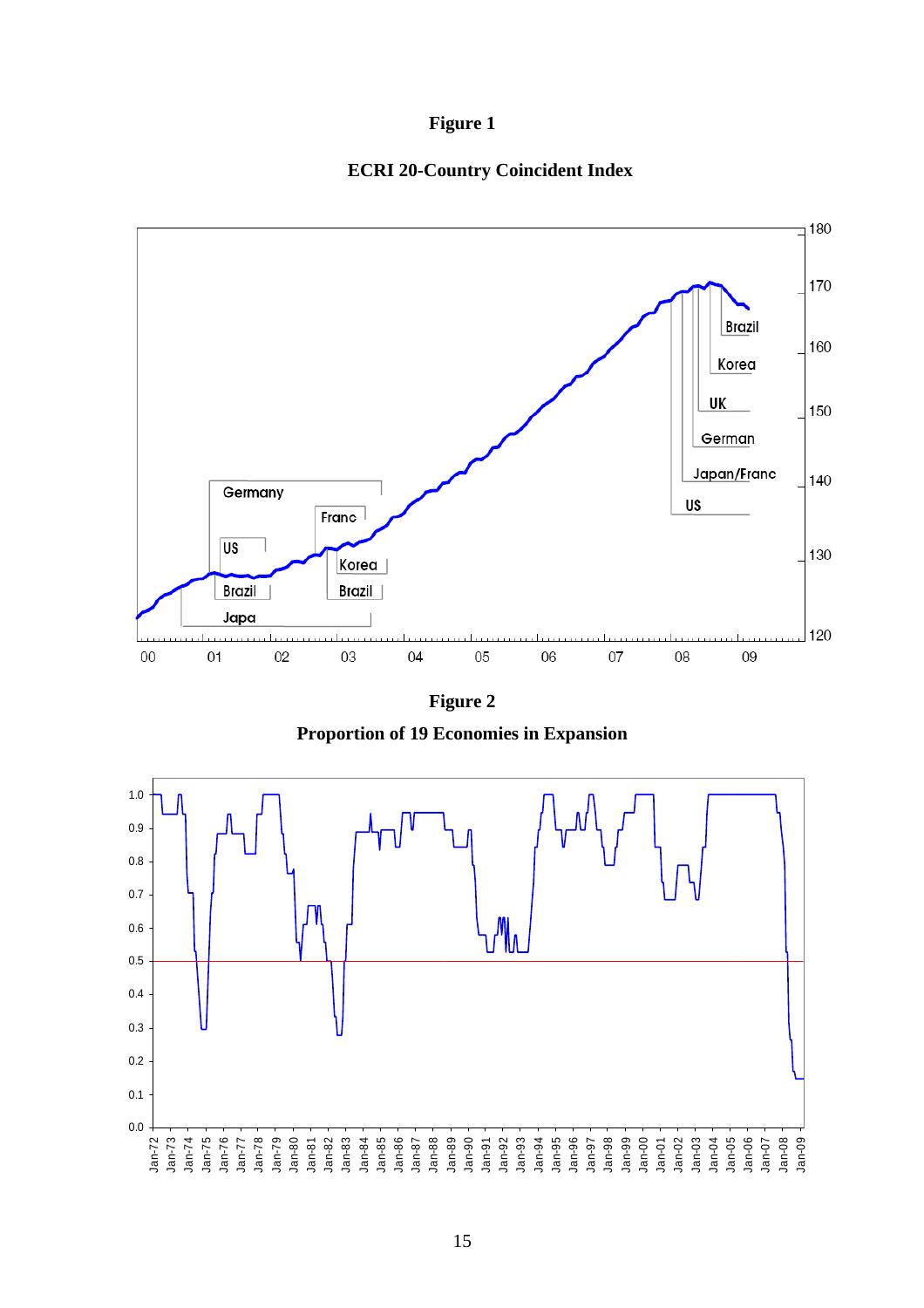**Figure 1**

**ECRI 20-Country Coincident Index**

**Figure 2**

**Proportion of 19 Economies in Expansion**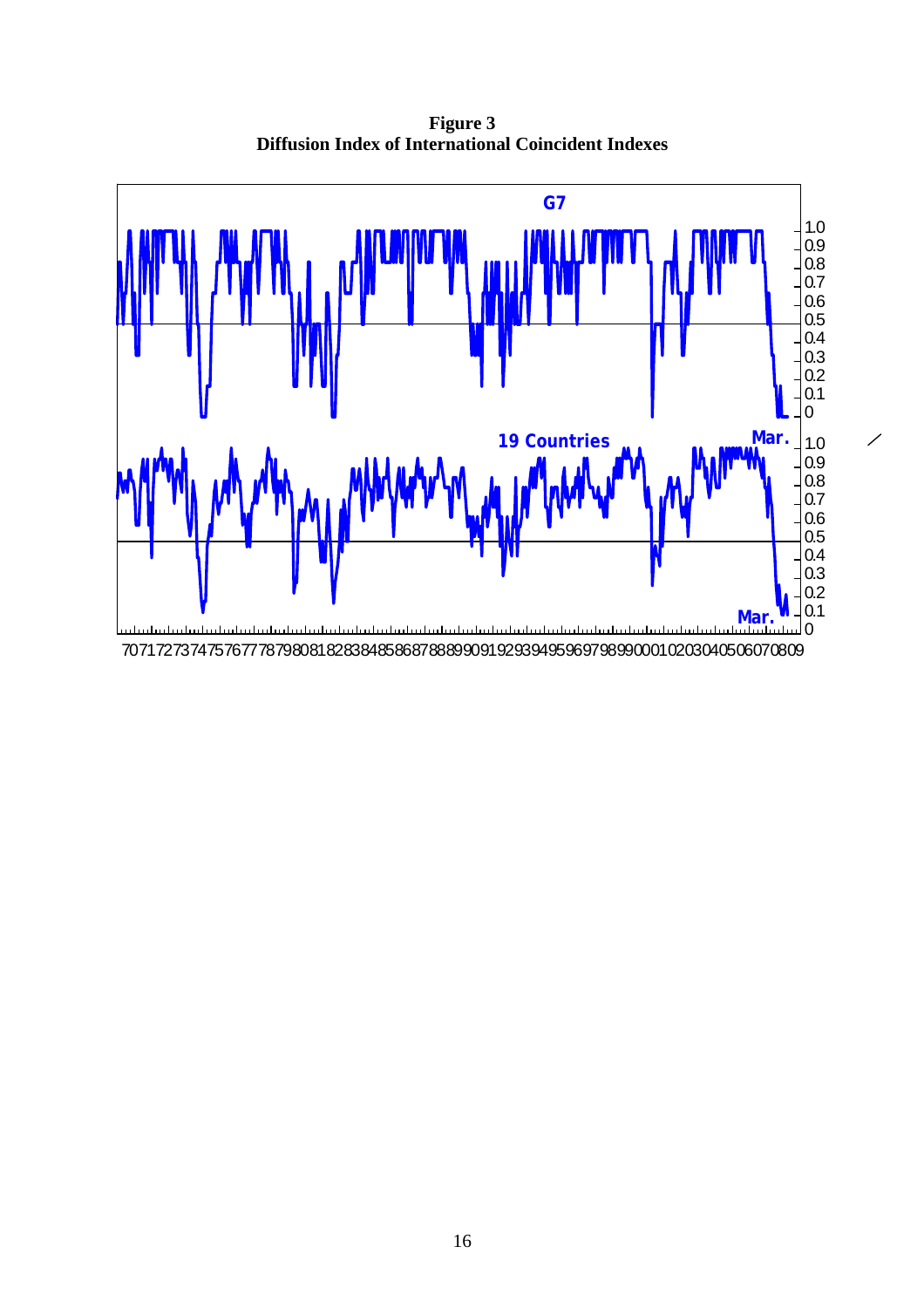**Figure 3**
**Diffusion Index of International Coincident Indexes**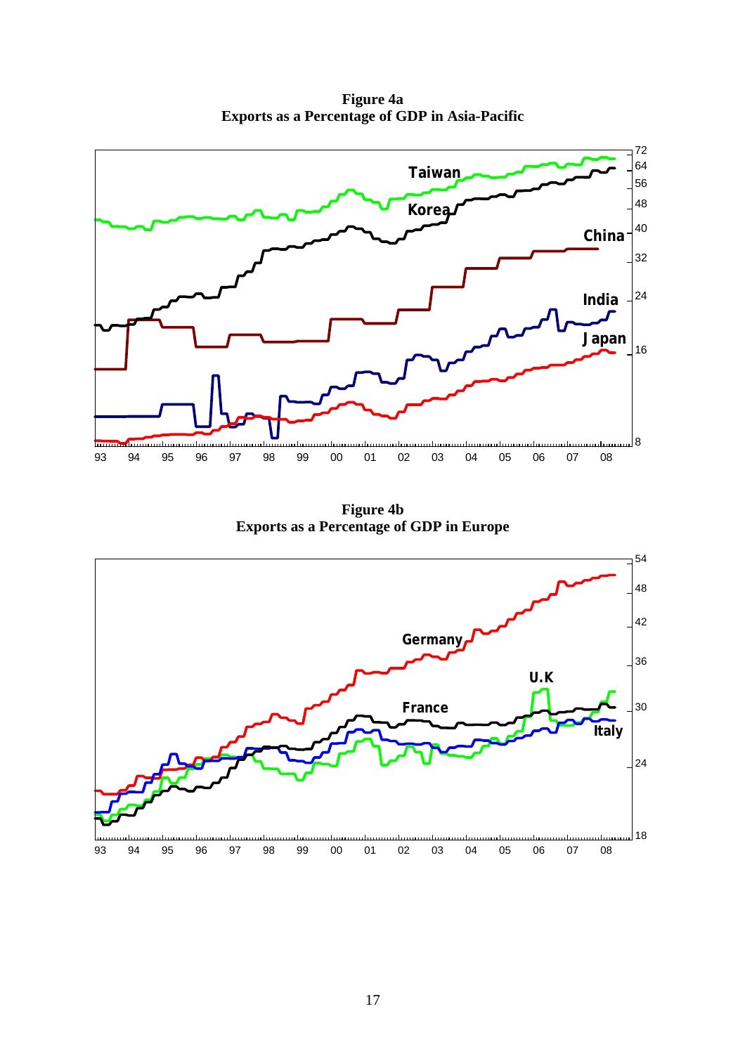**Figure 4a**
**Exports as a Percentage of GDP in Asia-Pacific**

**Figure 4b**
**Exports as a Percentage of GDP in Europe**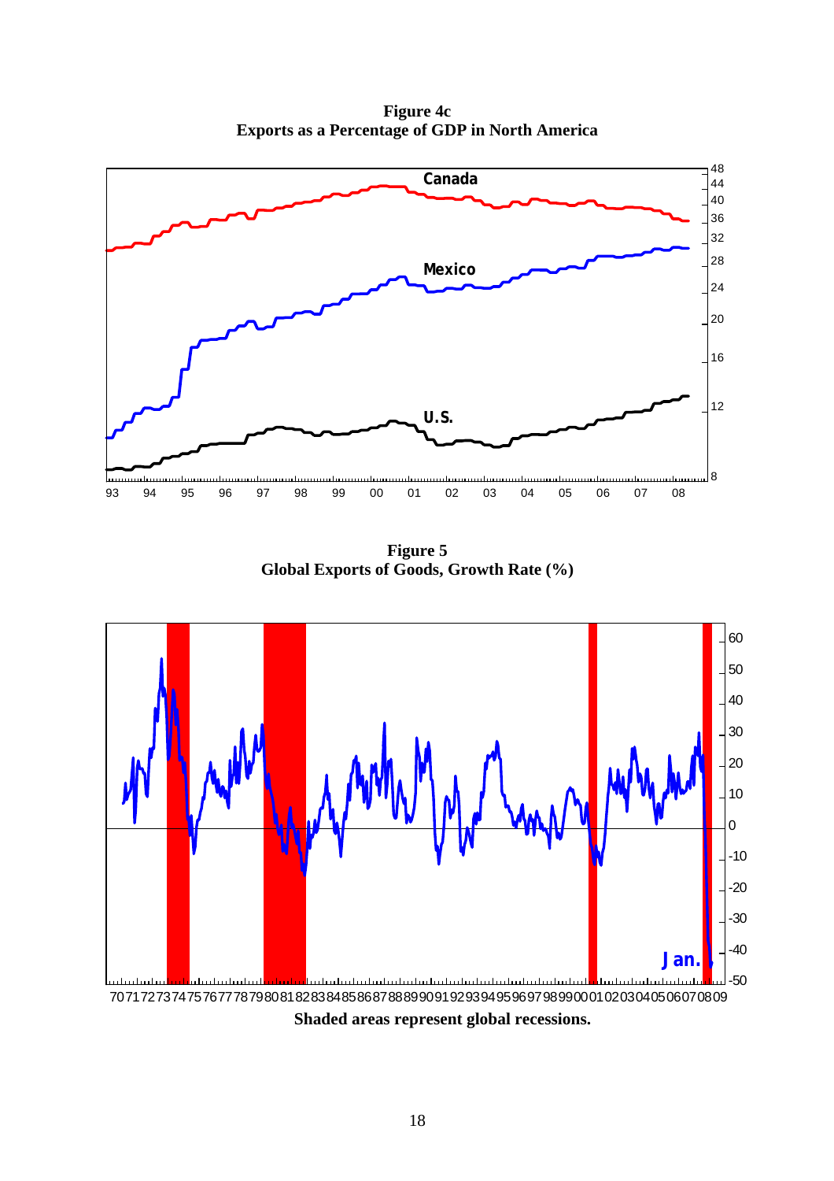**Figure 4c**
**Exports as a Percentage of GDP in North America**

**Figure 5**
**Global Exports of Goods, Growth Rate (%)**

**Shaded areas represent global recessions.**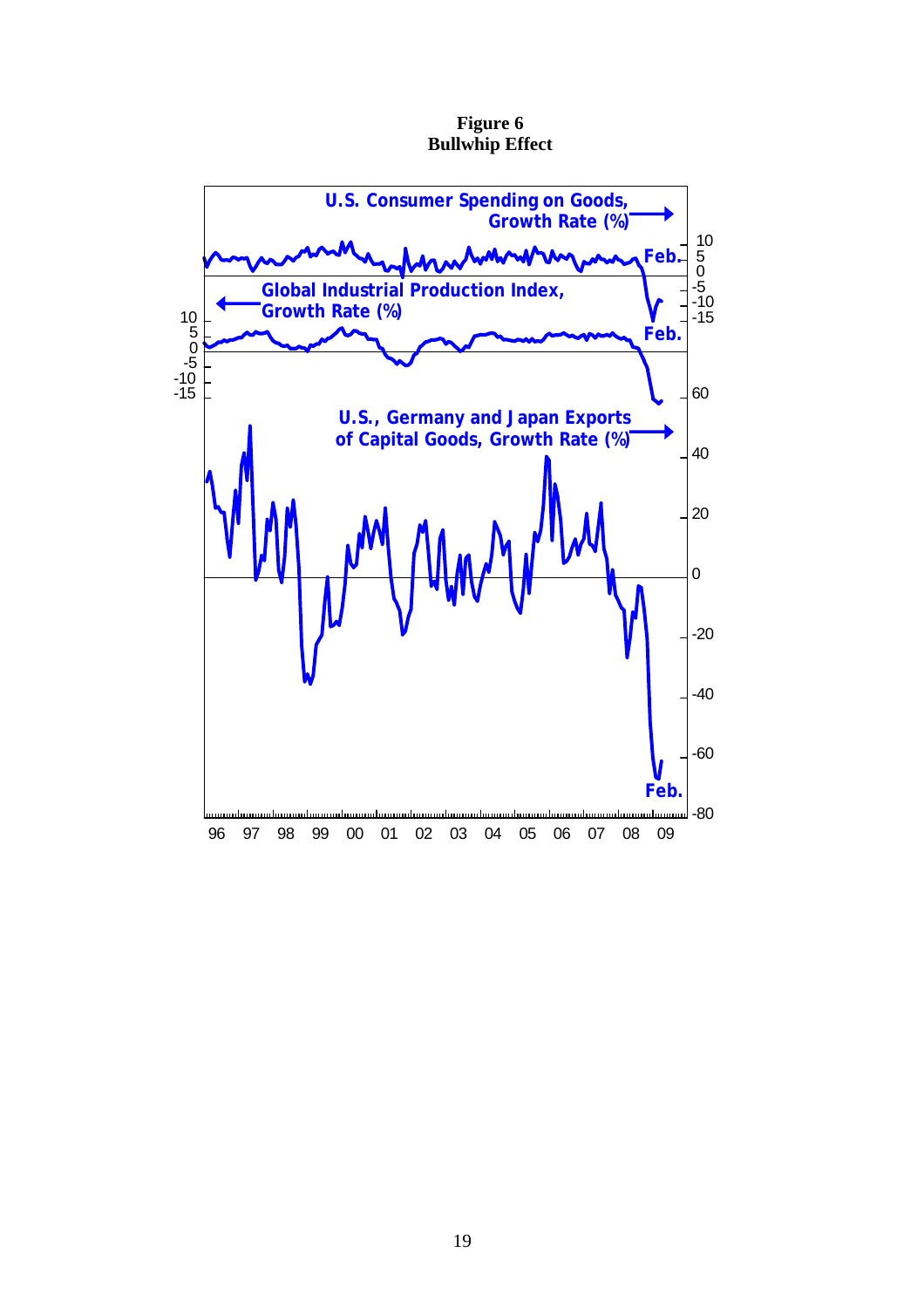**Figure 6**
**Bullwhip Effect**

U.S. Consumer Spending on Goods, Growth Rate (%)

Global Industrial Production Index, Growth Rate (%)

U.S., Germany and Japan Exports of Capital Goods, Growth Rate (%)

Feb.

Feb.

Feb.

10
5
0
-5
-10
-15

10
5
0
-5
-10
-15

60
40
20
0
-20
-40
-60
-80

96 97 98 99 00 01 02 03 04 05 06 07 08 09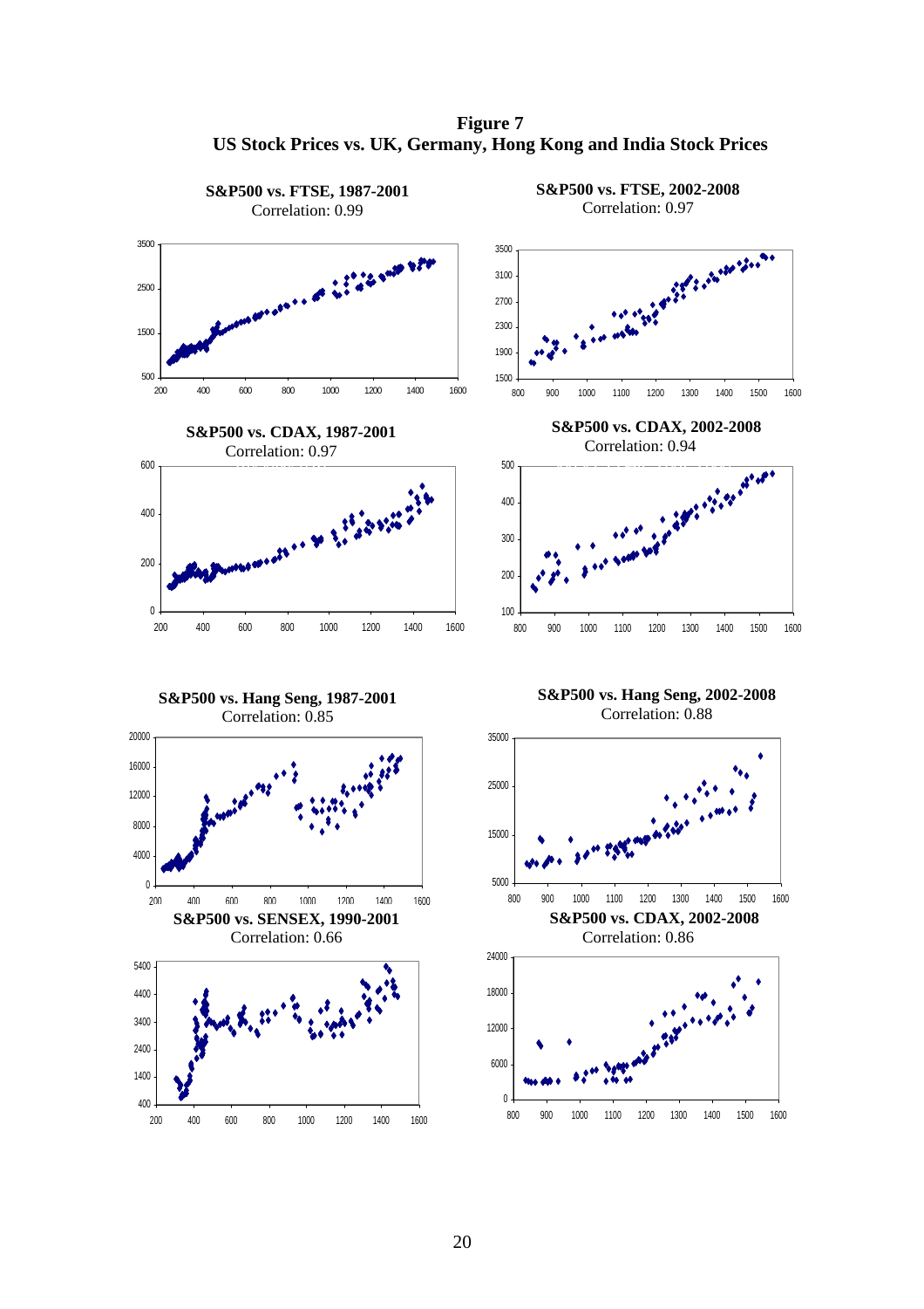**Figure 7**
**US Stock Prices vs. UK, Germany, Hong Kong and India Stock Prices**

**S&P500 vs. FTSE, 1987-2001**
Correlation: 0.99

**S&P500 vs. FTSE, 2002-2008**
Correlation: 0.97

**S&P500 vs. CDAX, 1987-2001**
Correlation: 0.97

**S&P500 vs. CDAX, 2002-2008**
Correlation: 0.94

**S&P500 vs. Hang Seng, 1987-2001**
Correlation: 0.85

**S&P500 vs. Hang Seng, 2002-2008**
Correlation: 0.88

**S&P500 vs. SENSEX, 1990-2001**
Correlation: 0.66

**S&P500 vs. CDAX, 2002-2008**
Correlation: 0.86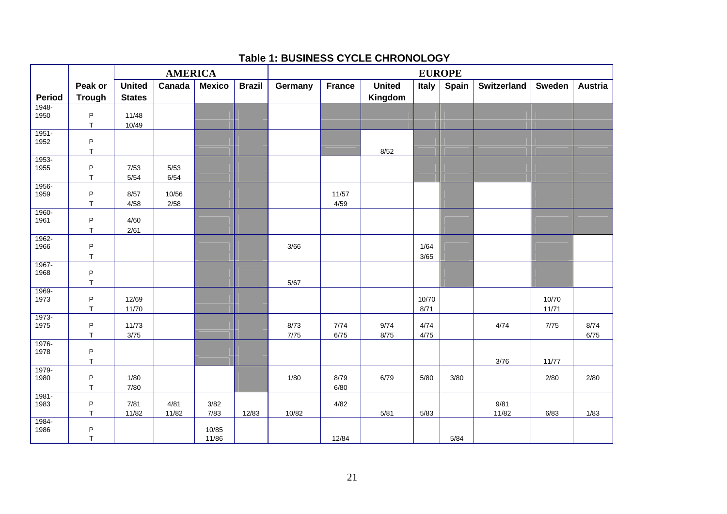**Table 1: BUSINESS CYCLE CHRONOLOGY**

| | | AMERICA | | | | EUROPE | | | | | | | |
|---|---|---|---|---|---|---|---|---|---|---|---|---|---|
| Period | Peak or Trough | United States | Canada | Mexico | Brazil | Germany | France | United Kingdom | Italy | Spain | Switzerland | Sweden | Austria |
| 1948-1950 | P | 11/48 | | | | | | | | | | | |
| | T | 10/49 | | | | | | | | | | | |
| 1951-1952 | P | | | | | | | | | | | | |
| | T | | | | | | | 8/52 | | | | | |
| 1953-1955 | P | 7/53 | 5/53 | | | | | | | | | | |
| | T | 5/54 | 6/54 | | | | | | | | | | |
| 1956-1959 | P | 8/57 | 10/56 | | | | 11/57 | | | | | | |
| | T | 4/58 | 2/58 | | | | 4/59 | | | | | | |
| 1960-1961 | P | 4/60 | | | | | | | | | | | |
| | T | 2/61 | | | | | | | | | | | |
| 1962-1966 | P | | | | | 3/66 | | | 1/64 | | | | |
| | T | | | | | | | | 3/65 | | | | |
| 1967-1968 | P | | | | | | | | | | | | |
| | T | | | | | 5/67 | | | | | | | |
| 1969-1973 | P | 12/69 | | | | | | | 10/70 | | | 10/70 | |
| | T | 11/70 | | | | | | | 8/71 | | | 11/71 | |
| 1973-1975 | P | 11/73 | | | | 8/73 | 7/74 | 9/74 | 4/74 | | 4/74 | 7/75 | 8/74 |
| | T | 3/75 | | | | 7/75 | 6/75 | 8/75 | 4/75 | | | | 6/75 |
| 1976-1978 | P | | | | | | | | | | | | |
| | T | | | | | | | | | | 3/76 | 11/77 | |
| 1979-1980 | P | 1/80 | | | | 1/80 | 8/79 | 6/79 | 5/80 | 3/80 | | 2/80 | 2/80 |
| | T | 7/80 | | | | | 6/80 | | | | | | |
| 1981-1983 | P | 7/81 | 4/81 | 3/82 | | | 4/82 | | | | 9/81 | | |
| | T | 11/82 | 11/82 | 7/83 | 12/83 | 10/82 | | 5/81 | 5/83 | | 11/82 | 6/83 | 1/83 |
| 1984-1986 | P | | | 10/85 | | | | | | | | | |
| | T | | | 11/86 | | | 12/84 | | | 5/84 | | | |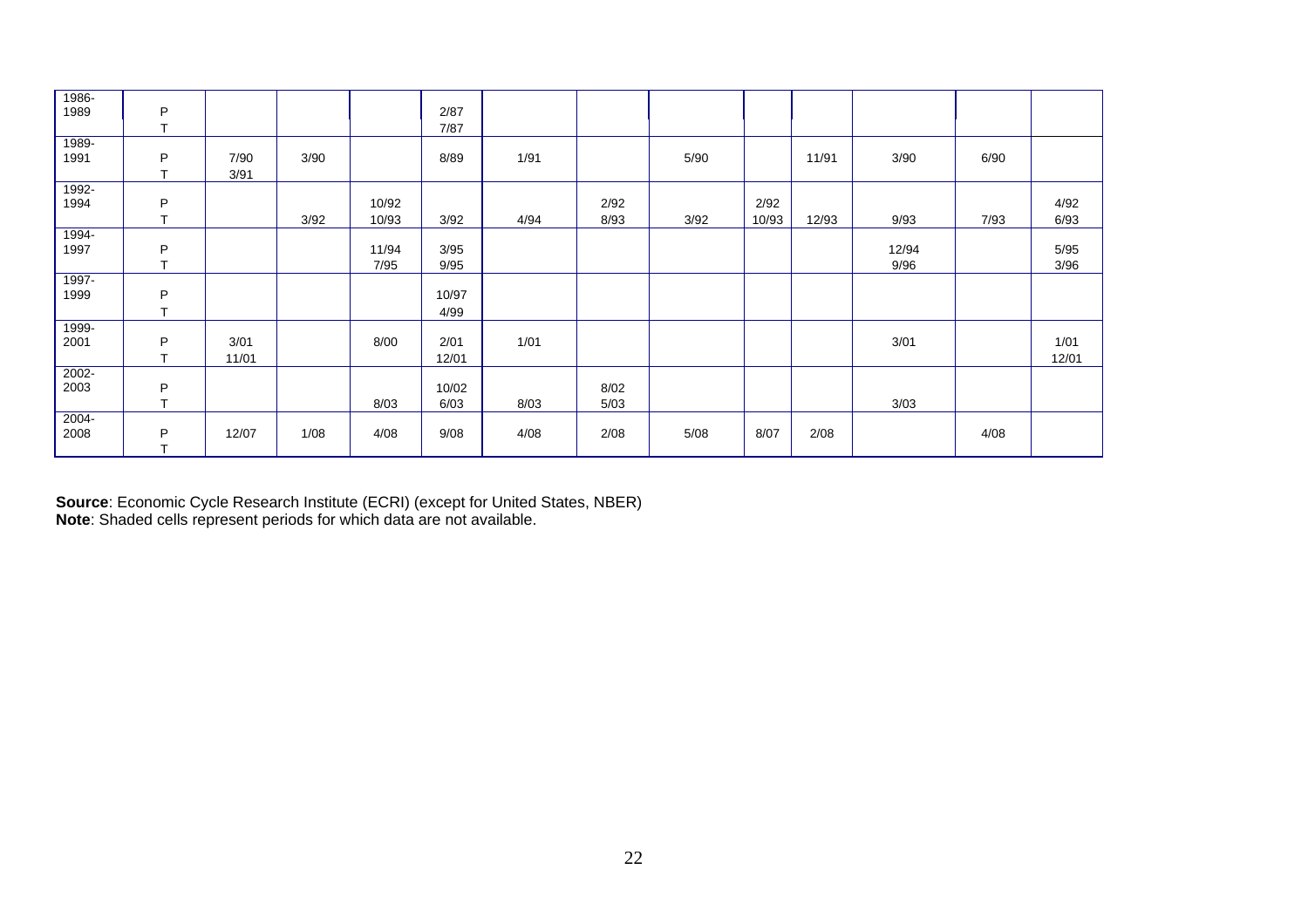| | | | | | | | | | | | | | |
|---|---|---|---|---|---|---|---|---|---|---|---|---|---|
| 1986-1989 | P | | | | 2/87 | | | | | | | | |
| | T | | | | 7/87 | | | | | | | | |
| 1989-1991 | P | 7/90 | 3/90 | | 8/89 | 1/91 | | 5/90 | | 11/91 | 3/90 | 6/90 | |
| | T | 3/91 | | | | | | | | | | | |
| 1992-1994 | P | | | 10/92 | | | 2/92 | | 2/92 | | | | 4/92 |
| | T | | 3/92 | 10/93 | 3/92 | 4/94 | 8/93 | 3/92 | 10/93 | 12/93 | 9/93 | 7/93 | 6/93 |
| 1994-1997 | P | | | 11/94 | 3/95 | | | | | | 12/94 | | 5/95 |
| | T | | | 7/95 | 9/95 | | | | | | 9/96 | | 3/96 |
| 1997-1999 | P | | | | 10/97 | | | | | | | | |
| | T | | | | 4/99 | | | | | | | | |
| 1999-2001 | P | 3/01 | | 8/00 | 2/01 | 1/01 | | | | | 3/01 | | 1/01 |
| | T | 11/01 | | | 12/01 | | | | | | | | 12/01 |
| 2002-2003 | P | | | | 10/02 | | 8/02 | | | | | | |
| | T | | | 8/03 | 6/03 | 8/03 | 5/03 | | | | 3/03 | | |
| 2004-2008 | P | 12/07 | 1/08 | 4/08 | 9/08 | 4/08 | 2/08 | 5/08 | 8/07 | 2/08 | | 4/08 | |
| | T | | | | | | | | | | | | |

**Source**: Economic Cycle Research Institute (ECRI) (except for United States, NBER)
**Note**: Shaded cells represent periods for which data are not available.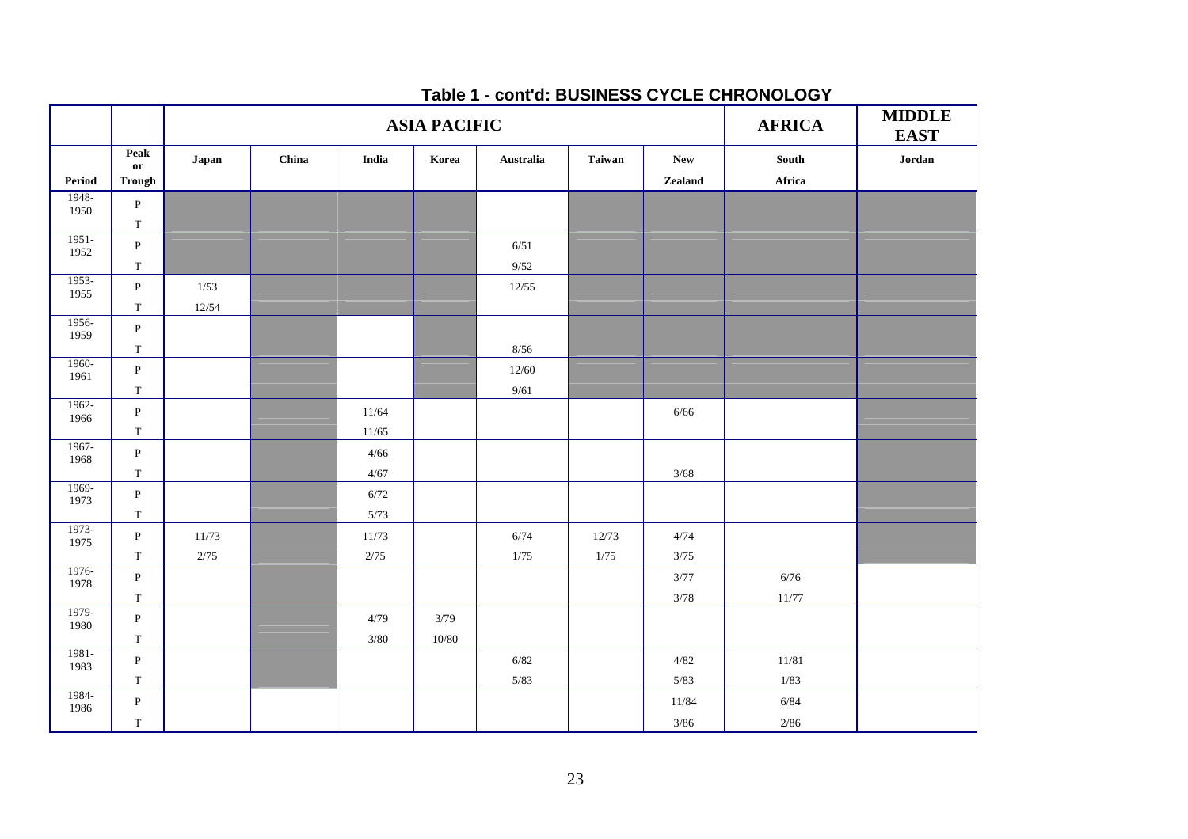## Table 1 - cont'd: BUSINESS CYCLE CHRONOLOGY

| | | ASIA PACIFIC | | | | | | | AFRICA | MIDDLE EAST |
|---|---|---|---|---|---|---|---|---|---|---|
| Period | Peak or Trough | Japan | China | India | Korea | Australia | Taiwan | New Zealand | South Africa | Jordan |
| 1948-1950 | P | | | | | | | | | |
| | T | | | | | | | | | |
| 1951-1952 | P | | | | | 6/51 | | | | |
| | T | | | | | 9/52 | | | | |
| 1953-1955 | P | 1/53 | | | | 12/55 | | | | |
| | T | 12/54 | | | | | | | | |
| 1956-1959 | P | | | | | | | | | |
| | T | | | | | 8/56 | | | | |
| 1960-1961 | P | | | | | 12/60 | | | | |
| | T | | | | | 9/61 | | | | |
| 1962-1966 | P | | | 11/64 | | | | 6/66 | | |
| | T | | | 11/65 | | | | | | |
| 1967-1968 | P | | | 4/66 | | | | | | |
| | T | | | 4/67 | | | | 3/68 | | |
| 1969-1973 | P | | | 6/72 | | | | | | |
| | T | | | 5/73 | | | | | | |
| 1973-1975 | P | 11/73 | | 11/73 | | 6/74 | 12/73 | 4/74 | | |
| | T | 2/75 | | 2/75 | | 1/75 | 1/75 | 3/75 | | |
| 1976-1978 | P | | | | | | | 3/77 | 6/76 | |
| | T | | | | | | | 3/78 | 11/77 | |
| 1979-1980 | P | | | 4/79 | 3/79 | | | | | |
| | T | | | 3/80 | 10/80 | | | | | |
| 1981-1983 | P | | | | | 6/82 | | 4/82 | 11/81 | |
| | T | | | | | 5/83 | | 5/83 | 1/83 | |
| 1984-1986 | P | | | | | | | 11/84 | 6/84 | |
| | T | | | | | | | 3/86 | 2/86 | |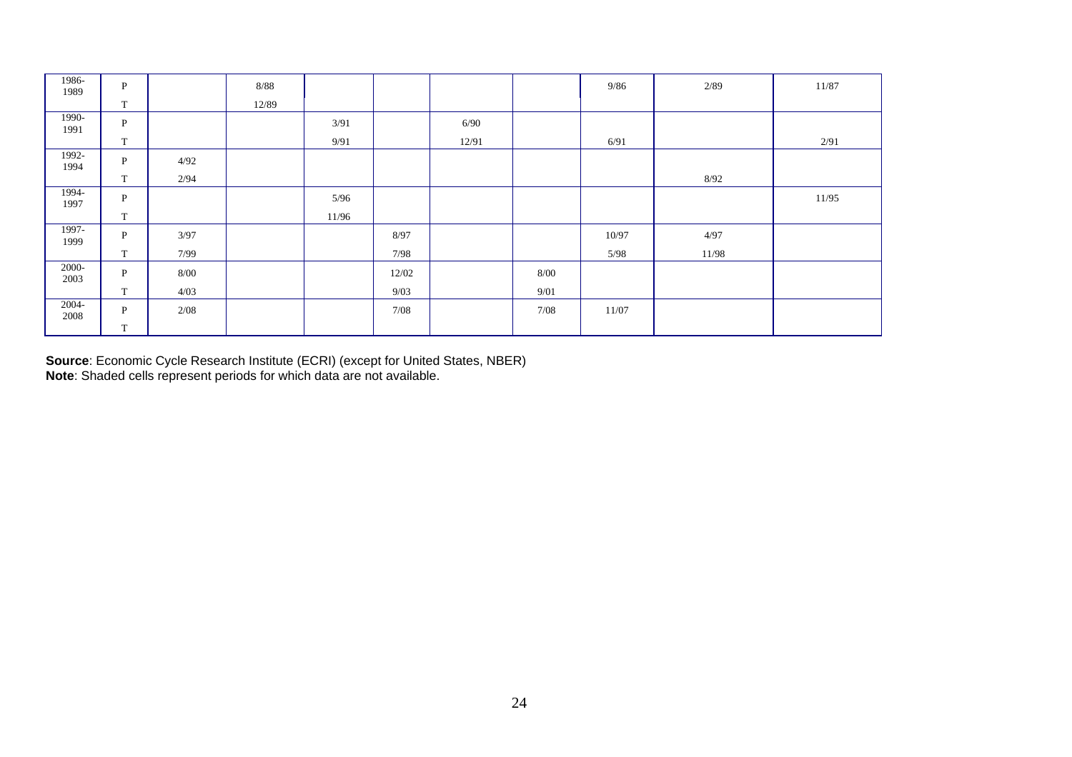| | | | | | | | | | | |
|---|---|---|---|---|---|---|---|---|---|---|
| 1986-1989 | P | | 8/88 | | | | | 9/86 | 2/89 | 11/87 |
| | T | | 12/89 | | | | | | | |
| 1990-1991 | P | | | 3/91 | | 6/90 | | | | |
| | T | | | 9/91 | | 12/91 | | 6/91 | | 2/91 |
| 1992-1994 | P | 4/92 | | | | | | | | |
| | T | 2/94 | | | | | | | 8/92 | |
| 1994-1997 | P | | | 5/96 | | | | | | 11/95 |
| | T | | | 11/96 | | | | | | |
| 1997-1999 | P | 3/97 | | | 8/97 | | | 10/97 | 4/97 | |
| | T | 7/99 | | | 7/98 | | | 5/98 | 11/98 | |
| 2000-2003 | P | 8/00 | | | 12/02 | | 8/00 | | | |
| | T | 4/03 | | | 9/03 | | 9/01 | | | |
| 2004-2008 | P | 2/08 | | | 7/08 | | 7/08 | 11/07 | | |
| | T | | | | | | | | | |

**Source**: Economic Cycle Research Institute (ECRI) (except for United States, NBER)
**Note**: Shaded cells represent periods for which data are not available.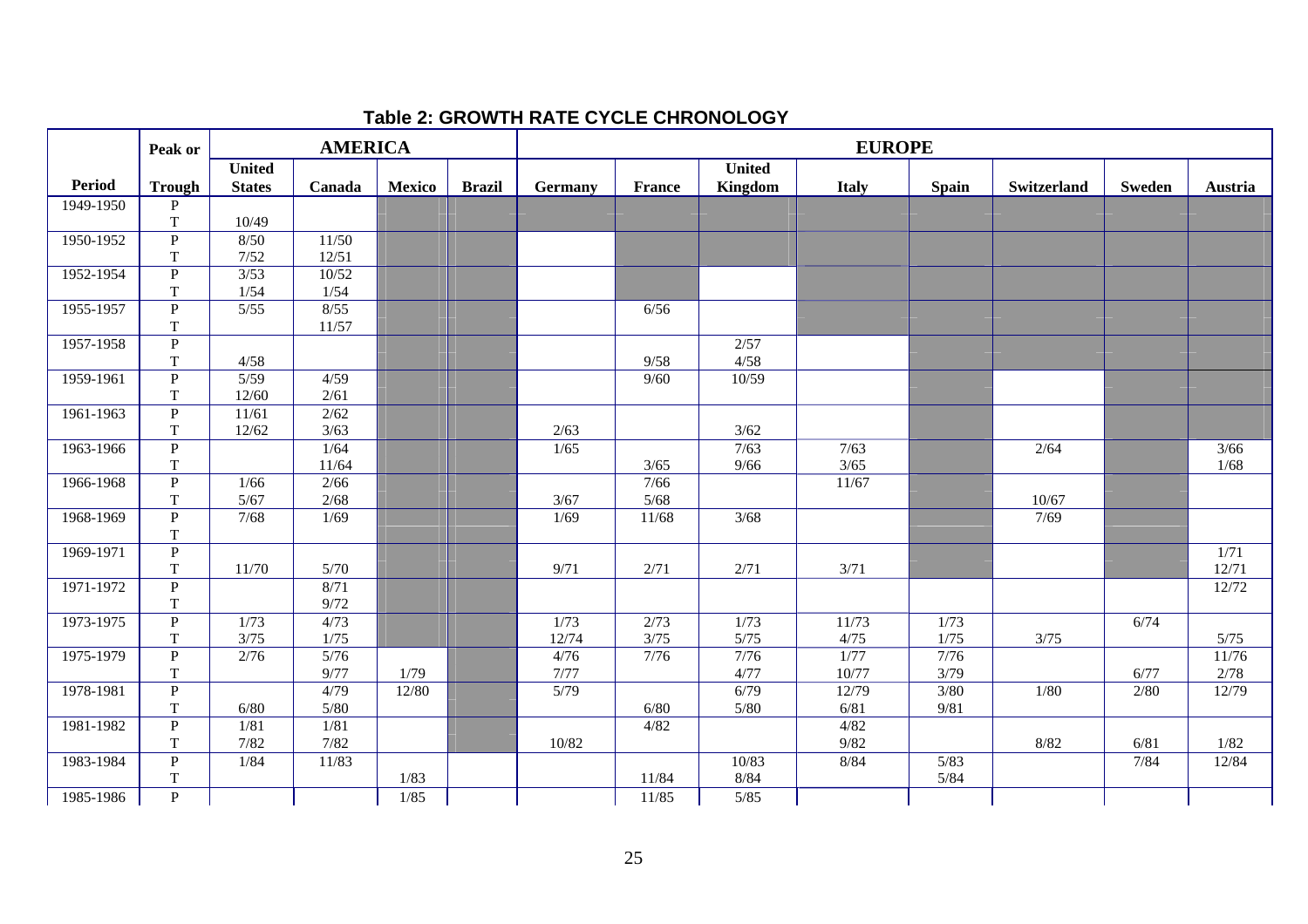**Table 2: GROWTH RATE CYCLE CHRONOLOGY**

| | Peak or | AMERICA | | | | EUROPE | | | | | | | |
|---|---|---|---|---|---|---|---|---|---|---|---|---|---|
| Period | Trough | United States | Canada | Mexico | Brazil | Germany | France | United Kingdom | Italy | Spain | Switzerland | Sweden | Austria |
| 1949-1950 | P | | | | | | | | | | | | |
| | T | 10/49 | | | | | | | | | | | |
| 1950-1952 | P | 8/50 | 11/50 | | | | | | | | | | |
| | T | 7/52 | 12/51 | | | | | | | | | | |
| 1952-1954 | P | 3/53 | 10/52 | | | | | | | | | | |
| | T | 1/54 | 1/54 | | | | | | | | | | |
| 1955-1957 | P | 5/55 | 8/55 | | | | 6/56 | | | | | | |
| | T | | 11/57 | | | | | | | | | | |
| 1957-1958 | P | | | | | | | 2/57 | | | | | |
| | T | 4/58 | | | | | 9/58 | 4/58 | | | | | |
| 1959-1961 | P | 5/59 | 4/59 | | | | 9/60 | 10/59 | | | | | |
| | T | 12/60 | 2/61 | | | | | | | | | | |
| 1961-1963 | P | 11/61 | 2/62 | | | | | | | | | | |
| | T | 12/62 | 3/63 | | | 2/63 | | 3/62 | | | | | |
| 1963-1966 | P | | 1/64 | | | 1/65 | | 7/63 | 7/63 | | 2/64 | | 3/66 |
| | T | | 11/64 | | | | 3/65 | 9/66 | 3/65 | | | | 1/68 |
| 1966-1968 | P | 1/66 | 2/66 | | | | 7/66 | | 11/67 | | | | |
| | T | 5/67 | 2/68 | | | 3/67 | 5/68 | | | | 10/67 | | |
| 1968-1969 | P | 7/68 | 1/69 | | | 1/69 | 11/68 | 3/68 | | | 7/69 | | |
| | T | | | | | | | | | | | | |
| 1969-1971 | P | | | | | | | | | | | | 1/71 |
| | T | 11/70 | 5/70 | | | 9/71 | 2/71 | 2/71 | 3/71 | | | | 12/71 |
| 1971-1972 | P | | 8/71 | | | | | | | | | | 12/72 |
| | T | | 9/72 | | | | | | | | | | |
| 1973-1975 | P | 1/73 | 4/73 | | | 1/73 | 2/73 | 1/73 | 11/73 | 1/73 | | 6/74 | |
| | T | 3/75 | 1/75 | | | 12/74 | 3/75 | 5/75 | 4/75 | 1/75 | 3/75 | | 5/75 |
| 1975-1979 | P | 2/76 | 5/76 | | | 4/76 | 7/76 | 7/76 | 1/77 | 7/76 | | | 11/76 |
| | T | | 9/77 | 1/79 | | 7/77 | | 4/77 | 10/77 | 3/79 | | 6/77 | 2/78 |
| 1978-1981 | P | | 4/79 | 12/80 | | 5/79 | | 6/79 | 12/79 | 3/80 | 1/80 | 2/80 | 12/79 |
| | T | 6/80 | 5/80 | | | | 6/80 | 5/80 | 6/81 | 9/81 | | | |
| 1981-1982 | P | 1/81 | 1/81 | | | | 4/82 | | 4/82 | | | | |
| | T | 7/82 | 7/82 | | | 10/82 | | | 9/82 | | 8/82 | 6/81 | 1/82 |
| 1983-1984 | P | 1/84 | 11/83 | | | | | 10/83 | 8/84 | 5/83 | | 7/84 | 12/84 |
| | T | | | 1/83 | | | 11/84 | 8/84 | | 5/84 | | | |
| 1985-1986 | P | | | 1/85 | | | 11/85 | 5/85 | | | | | |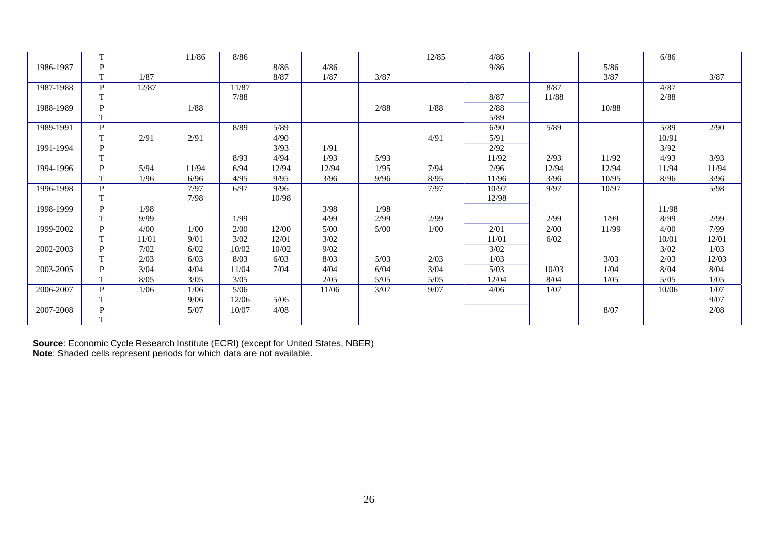| | | | | | | | | | | | | | |
|---|---|---|---|---|---|---|---|---|---|---|---|---|---|
| | T | | 11/86 | 8/86 | | | | 12/85 | 4/86 | | | 6/86 | |
| 1986-1987 | P | | | | 8/86 | 4/86 | | | 9/86 | | 5/86 | | |
| | T | 1/87 | | | 8/87 | 1/87 | 3/87 | | | | 3/87 | | 3/87 |
| 1987-1988 | P | 12/87 | | 11/87 | | | | | | 8/87 | | 4/87 | |
| | T | | | 7/88 | | | | | 8/87 | 11/88 | | 2/88 | |
| 1988-1989 | P | | 1/88 | | | | 2/88 | 1/88 | 2/88 | | 10/88 | | |
| | T | | | | | | | | 5/89 | | | | |
| 1989-1991 | P | | | 8/89 | 5/89 | | | | 6/90 | 5/89 | | 5/89 | 2/90 |
| | T | 2/91 | 2/91 | | 4/90 | | | 4/91 | 5/91 | | | 10/91 | |
| 1991-1994 | P | | | | 3/93 | 1/91 | | | 2/92 | | | 3/92 | |
| | T | | | 8/93 | 4/94 | 1/93 | 5/93 | | 11/92 | 2/93 | 11/92 | 4/93 | 3/93 |
| 1994-1996 | P | 5/94 | 11/94 | 6/94 | 12/94 | 12/94 | 1/95 | 7/94 | 2/96 | 12/94 | 12/94 | 11/94 | 11/94 |
| | T | 1/96 | 6/96 | 4/95 | 9/95 | 3/96 | 9/96 | 8/95 | 11/96 | 3/96 | 10/95 | 8/96 | 3/96 |
| 1996-1998 | P | | 7/97 | 6/97 | 9/96 | | | 7/97 | 10/97 | 9/97 | 10/97 | | 5/98 |
| | T | | 7/98 | | 10/98 | | | | 12/98 | | | | |
| 1998-1999 | P | 1/98 | | | | 3/98 | 1/98 | | | | | 11/98 | |
| | T | 9/99 | | 1/99 | | 4/99 | 2/99 | 2/99 | | 2/99 | 1/99 | 8/99 | 2/99 |
| 1999-2002 | P | 4/00 | 1/00 | 2/00 | 12/00 | 5/00 | 5/00 | 1/00 | 2/01 | 2/00 | 11/99 | 4/00 | 7/99 |
| | T | 11/01 | 9/01 | 3/02 | 12/01 | 3/02 | | | 11/01 | 6/02 | | 10/01 | 12/01 |
| 2002-2003 | P | 7/02 | 6/02 | 10/02 | 10/02 | 9/02 | | | 3/02 | | | 3/02 | 1/03 |
| | T | 2/03 | 6/03 | 8/03 | 6/03 | 8/03 | 5/03 | 2/03 | 1/03 | | 3/03 | 2/03 | 12/03 |
| 2003-2005 | P | 3/04 | 4/04 | 11/04 | 7/04 | 4/04 | 6/04 | 3/04 | 5/03 | 10/03 | 1/04 | 8/04 | 8/04 |
| | T | 8/05 | 3/05 | 3/05 | | 2/05 | 5/05 | 5/05 | 12/04 | 8/04 | 1/05 | 5/05 | 1/05 |
| 2006-2007 | P | 1/06 | 1/06 | 5/06 | | 11/06 | 3/07 | 9/07 | 4/06 | 1/07 | | 10/06 | 1/07 |
| | T | | 9/06 | 12/06 | 5/06 | | | | | | | | 9/07 |
| 2007-2008 | P | | 5/07 | 10/07 | 4/08 | | | | | | 8/07 | | 2/08 |
| | T | | | | | | | | | | | | |

**Source**: Economic Cycle Research Institute (ECRI) (except for United States, NBER)
**Note**: Shaded cells represent periods for which data are not available.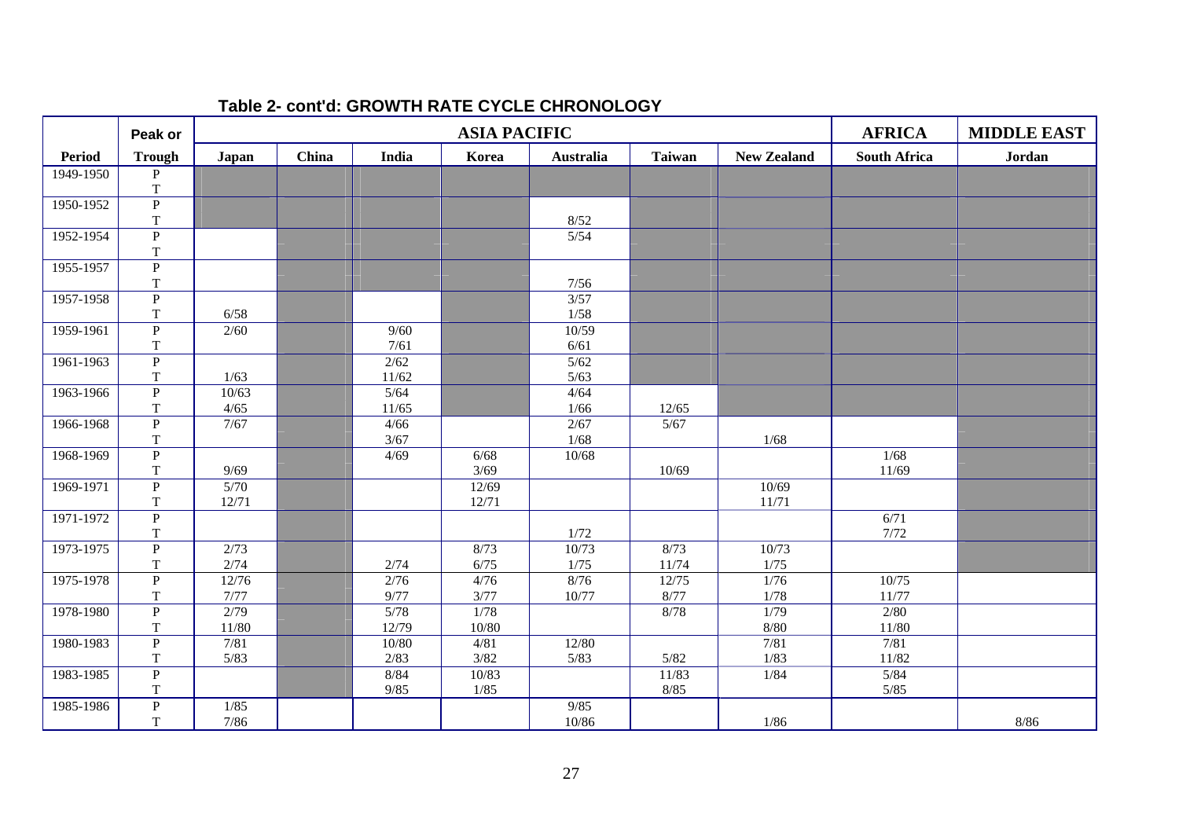## Table 2- cont'd: GROWTH RATE CYCLE CHRONOLOGY

| | Peak or | ASIA PACIFIC | | | | | | | AFRICA | MIDDLE EAST |
|---|---|---|---|---|---|---|---|---|---|---|
| **Period** | **Trough** | **Japan** | **China** | **India** | **Korea** | **Australia** | **Taiwan** | **New Zealand** | **South Africa** | **Jordan** |
| 1949-1950 | P | | | | | | | | | |
| | T | | | | | | | | | |
| 1950-1952 | P | | | | | | | | | |
| | T | | | | | 8/52 | | | | |
| 1952-1954 | P | | | | | 5/54 | | | | |
| | T | | | | | | | | | |
| 1955-1957 | P | | | | | | | | | |
| | T | | | | | 7/56 | | | | |
| 1957-1958 | P | | | | | 3/57 | | | | |
| | T | 6/58 | | | | 1/58 | | | | |
| 1959-1961 | P | 2/60 | | 9/60 | | 10/59 | | | | |
| | T | | | 7/61 | | 6/61 | | | | |
| 1961-1963 | P | | | 2/62 | | 5/62 | | | | |
| | T | 1/63 | | 11/62 | | 5/63 | | | | |
| 1963-1966 | P | 10/63 | | 5/64 | | 4/64 | | | | |
| | T | 4/65 | | 11/65 | | 1/66 | 12/65 | | | |
| 1966-1968 | P | 7/67 | | 4/66 | | 2/67 | 5/67 | | | |
| | T | | | 3/67 | | 1/68 | | 1/68 | | |
| 1968-1969 | P | | | 4/69 | 6/68 | 10/68 | | | 1/68 | |
| | T | 9/69 | | | 3/69 | | 10/69 | | 11/69 | |
| 1969-1971 | P | 5/70 | | | 12/69 | | | 10/69 | | |
| | T | 12/71 | | | 12/71 | | | 11/71 | | |
| 1971-1972 | P | | | | | | | | 6/71 | |
| | T | | | | | 1/72 | | | 7/72 | |
| 1973-1975 | P | 2/73 | | | 8/73 | 10/73 | 8/73 | 10/73 | | |
| | T | 2/74 | | 2/74 | 6/75 | 1/75 | 11/74 | 1/75 | | |
| 1975-1978 | P | 12/76 | | 2/76 | 4/76 | 8/76 | 12/75 | 1/76 | 10/75 | |
| | T | 7/77 | | 9/77 | 3/77 | 10/77 | 8/77 | 1/78 | 11/77 | |
| 1978-1980 | P | 2/79 | | 5/78 | 1/78 | | 8/78 | 1/79 | 2/80 | |
| | T | 11/80 | | 12/79 | 10/80 | | | 8/80 | 11/80 | |
| 1980-1983 | P | 7/81 | | 10/80 | 4/81 | 12/80 | | 7/81 | 7/81 | |
| | T | 5/83 | | 2/83 | 3/82 | 5/83 | 5/82 | 1/83 | 11/82 | |
| 1983-1985 | P | | | 8/84 | 10/83 | | 11/83 | 1/84 | 5/84 | |
| | T | | | 9/85 | 1/85 | | 8/85 | | 5/85 | |
| 1985-1986 | P | 1/85 | | | | 9/85 | | | | |
| | T | 7/86 | | | | 10/86 | | 1/86 | | 8/86 |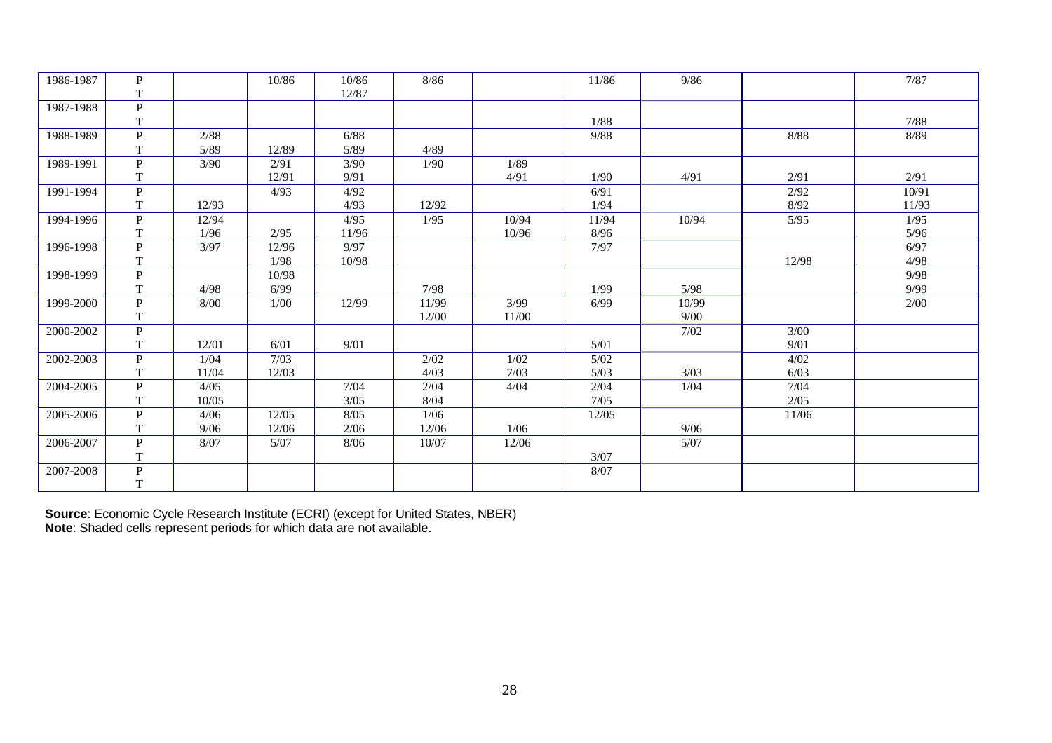| | | | | | | | | | | |
|---|---|---|---|---|---|---|---|---|---|---|
| 1986-1987 | P | | 10/86 | 10/86 | 8/86 | | 11/86 | 9/86 | | 7/87 |
| | T | | | 12/87 | | | | | | |
| 1987-1988 | P | | | | | | | | | |
| | T | | | | | | 1/88 | | | 7/88 |
| 1988-1989 | P | 2/88 | | 6/88 | | | 9/88 | | 8/88 | 8/89 |
| | T | 5/89 | 12/89 | 5/89 | 4/89 | | | | | |
| 1989-1991 | P | 3/90 | 2/91 | 3/90 | 1/90 | 1/89 | | | | |
| | T | | 12/91 | 9/91 | | 4/91 | 1/90 | 4/91 | 2/91 | 2/91 |
| 1991-1994 | P | | 4/93 | 4/92 | | | 6/91 | | 2/92 | 10/91 |
| | T | 12/93 | | 4/93 | 12/92 | | 1/94 | | 8/92 | 11/93 |
| 1994-1996 | P | 12/94 | | 4/95 | 1/95 | 10/94 | 11/94 | 10/94 | 5/95 | 1/95 |
| | T | 1/96 | 2/95 | 11/96 | | 10/96 | 8/96 | | | 5/96 |
| 1996-1998 | P | 3/97 | 12/96 | 9/97 | | | 7/97 | | | 6/97 |
| | T | | 1/98 | 10/98 | | | | | 12/98 | 4/98 |
| 1998-1999 | P | | 10/98 | | | | | | | 9/98 |
| | T | 4/98 | 6/99 | | 7/98 | | 1/99 | 5/98 | | 9/99 |
| 1999-2000 | P | 8/00 | 1/00 | 12/99 | 11/99 | 3/99 | 6/99 | 10/99 | | 2/00 |
| | T | | | | 12/00 | 11/00 | | 9/00 | | |
| 2000-2002 | P | | | | | | | 7/02 | 3/00 | |
| | T | 12/01 | 6/01 | 9/01 | | | 5/01 | | 9/01 | |
| 2002-2003 | P | 1/04 | 7/03 | | 2/02 | 1/02 | 5/02 | | 4/02 | |
| | T | 11/04 | 12/03 | | 4/03 | 7/03 | 5/03 | 3/03 | 6/03 | |
| 2004-2005 | P | 4/05 | | 7/04 | 2/04 | 4/04 | 2/04 | 1/04 | 7/04 | |
| | T | 10/05 | | 3/05 | 8/04 | | 7/05 | | 2/05 | |
| 2005-2006 | P | 4/06 | 12/05 | 8/05 | 1/06 | | 12/05 | | 11/06 | |
| | T | 9/06 | 12/06 | 2/06 | 12/06 | 1/06 | | 9/06 | | |
| 2006-2007 | P | 8/07 | 5/07 | 8/06 | 10/07 | 12/06 | | 5/07 | | |
| | T | | | | | | 3/07 | | | |
| 2007-2008 | P | | | | | | 8/07 | | | |
| | T | | | | | | | | | |

**Source**: Economic Cycle Research Institute (ECRI) (except for United States, NBER)
**Note**: Shaded cells represent periods for which data are not available.